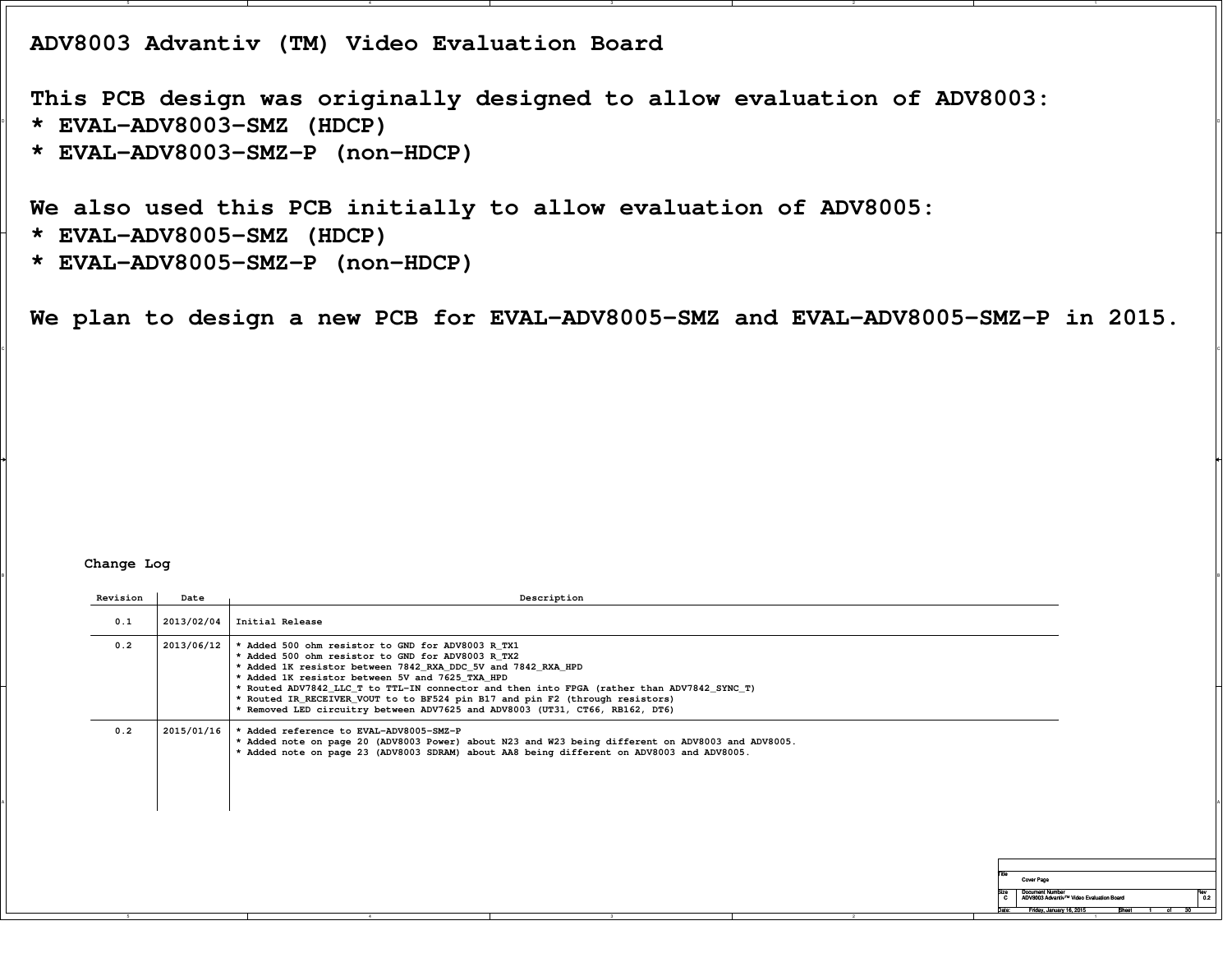# ADV8003 Advantiv (TM) Video Evaluation Board

**This PCB design was originally designed to allow evaluation of ADV8003:**

- **EVAL–ADV8003–SMZ (HDCP)**
- **EVAL–ADV8003–SMZ–P (non–HDCP)**

**We also used this PCB initially to allow evaluation of ADV8005:**

- **EVAL–ADV8005–SMZ (HDCP)**
- **EVAL–ADV8005–SMZ–P (non–HDCP)**

**We plan to design a new PCB for EVAL–ADV8005–SMZ and EVAL–ADV8005–SMZ–P in 2015.**

**Change Log**

| Revision | Date | Description |
|---|---|---|
| 0.1 | 2013/02/04 | Initial Release |
| 0.2 | 2013/06/12 | * Added 500 ohm resistor to GND for ADV8003 R_TX1<br>* Added 500 ohm resistor to GND for ADV8003 R_TX2<br>* Added 1K resistor between 7842_RXA_DDC_5V and 7842_RXA_HPD<br>* Added 1K resistor between 5V and 7625_TXA_HPD<br>* Routed ADV7842_LLC_T to TTL–IN connector and then into FPGA (rather than ADV7842_SYNC_T)<br>* Routed IR_RECEIVER_VOUT to to BF524 pin B17 and pin F2 (through resistors)<br>* Removed LED circuitry between ADV7625 and ADV8003 (UT31, CT66, RB162, DT6) |
| 0.2 | 2015/01/16 | * Added reference to EVAL–ADV8005–SMZ–P<br>* Added note on page 20 (ADV8003 Power) about N23 and W23 being different on ADV8003 and ADV8005.<br>* Added note on page 23 (ADV8003 SDRAM) about AA8 being different on ADV8003 and ADV8005. |

| Title | Cover Page | |
|---|---|---|
| Size: C | Document Number: ADV8003 Advantiv™ Video Evaluation Board | Rev: 0.2 |
| Date: Friday, January 16, 2015 | Sheet 1 of 30 | |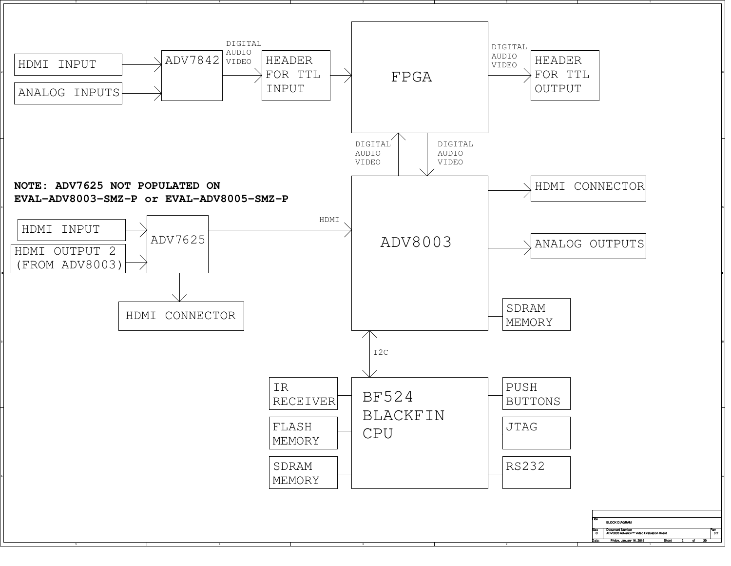HDMI INPUT

ANALOG INPUTS

ADV7842

DIGITAL AUDIO VIDEO

HEADER FOR TTL INPUT

FPGA

DIGITAL AUDIO VIDEO

HEADER FOR TTL OUTPUT

DIGITAL AUDIO VIDEO

DIGITAL AUDIO VIDEO

**NOTE: ADV7625 NOT POPULATED ON EVAL-ADV8003-SMZ-P or EVAL-ADV8005-SMZ-P**

HDMI INPUT

HDMI OUTPUT 2 (FROM ADV8003)

ADV7625

HDMI

ADV8003

HDMI CONNECTOR

ANALOG OUTPUTS

SDRAM MEMORY

HDMI CONNECTOR

I2C

IR RECEIVER

FLASH MEMORY

SDRAM MEMORY

BF524 BLACKFIN CPU

PUSH BUTTONS

JTAG

RS232

| Title | BLOCK DIAGRAM | |
|---|---|---|
| Size C | Document Number: ADV8003 Advantiv™ Video Evaluation Board | Rev 0.2 |
| Date: Friday, January 16, 2015 | Sheet 2 of 30 | |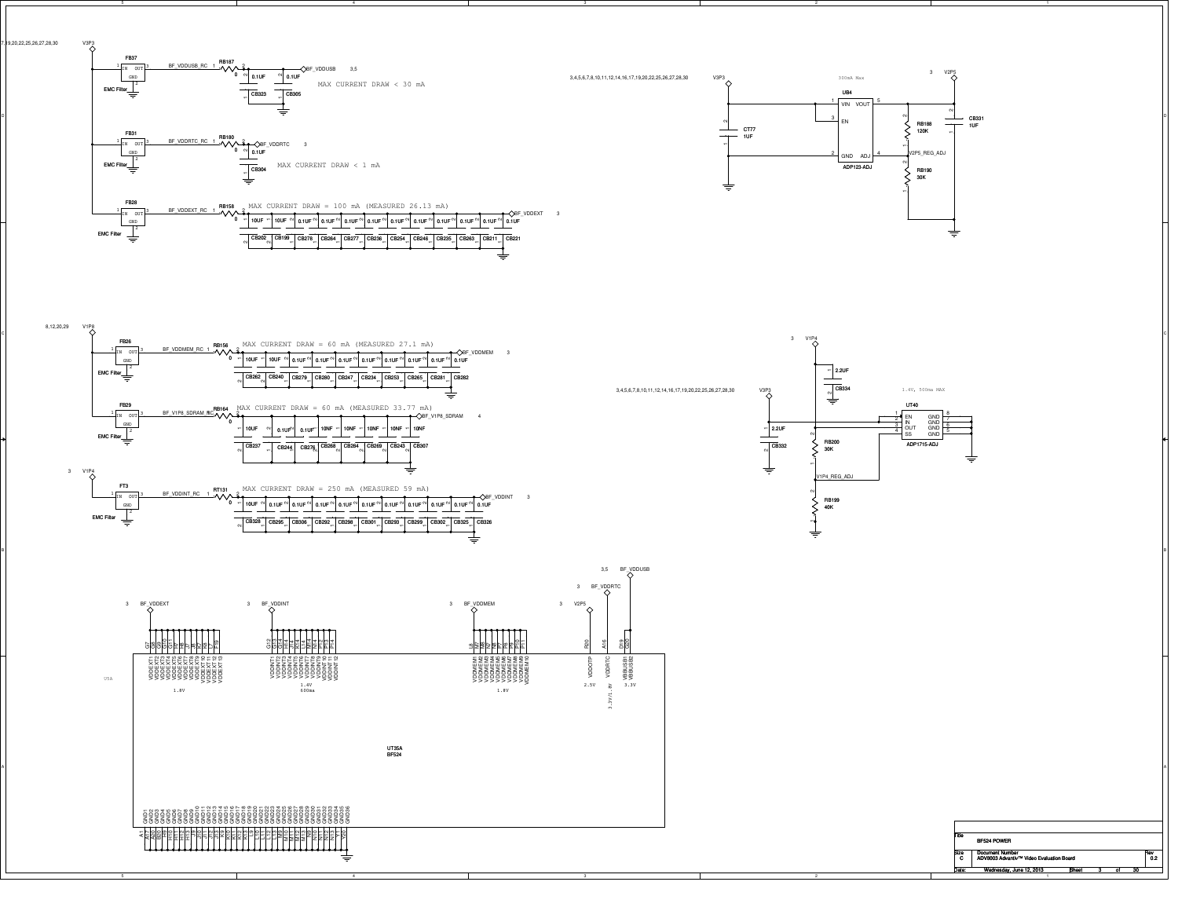# BF524 POWER

V3P3 (7,19,20,22,25,26,27,28,30)

**FB37** — EMC Filter (IN, OUT, GND) → BF_VDDUSB_RC → RB187 (0) → BF_VDDUSB (3,5)
- CB323 0.1UF, CB305 0.1UF
- MAX CURRENT DRAW < 30 mA

**FB31** — EMC Filter → BF_VDDRTC_RC → RB180 (0) → BF_VDDRTC (3)
- CB304 0.1UF
- MAX CURRENT DRAW < 1 mA

**FB28** — EMC Filter → BF_VDDEXT_RC → RB158 (0) → BF_VDDEXT (3)
- MAX CURRENT DRAW = 100 mA (MEASURED 26.13 mA)
- CB202 10UF, CB199 10UF, CB278 0.1UF, CB264 0.1UF, CB277 0.1UF, CB236 0.1UF, CB254 0.1UF, CB246 0.1UF, CB235 0.1UF, CB263 0.1UF, CB211 0.1UF, CB221 0.1UF

V3P3 (3,4,5,6,7,8,10,11,12,14,16,17,19,20,22,25,26,27,28,30)

**UB4 ADP123-ADJ** (300mA Max) — VIN (1), EN (3), GND (2), VOUT (5), ADJ (4) → V2P5 (3)
- CT77 1UF, CB331 1UF
- RB188 120K, RB190 30K, V2P5_REG_ADJ

V1P8 (8,12,20,29)

**FB26** — EMC Filter → BF_VDDMEM_RC → RB156 (0) → BF_VDDMEM (3)
- MAX CURRENT DRAW = 60 mA (MEASURED 27.1 mA)
- CB262 10UF, CB240 10UF, CB279 0.1UF, CB280 0.1UF, CB247 0.1UF, CB234 0.1UF, CB253 0.1UF, CB265 0.1UF, CB281 0.1UF, CB282 0.1UF

**FB29** — EMC Filter → BF_V1P8_SDRAM_RC → RB164 (0) → BF_V1P8_SDRAM (4)
- MAX CURRENT DRAW = 60 mA (MEASURED 33.77 mA)
- CB237 10UF, CB244 0.1UF, CB276 0.1UF, CB268 10NF, CB284 10NF, CB269 10NF, CB243 10NF, CB307 10NF

V1P4 (3)

**FT3** — EMC Filter → BF_VDDINT_RC → RT131 (0) → BF_VDDINT (3)
- MAX CURRENT DRAW = 250 mA (MEASURED 59 mA)
- CB328 10UF, CB295 0.1UF, CB306 0.1UF, CB292 0.1UF, CB298 0.1UF, CB301 0.1UF, CB293 0.1UF, CB299 0.1UF, CB302 0.1UF, CB325 0.1UF, CB326 0.1UF

V1P4 (3), V3P3 (3,4,5,6,7,8,10,11,12,14,16,17,19,20,22,25,26,27,28,30)

**UT40 ADP1715-ADJ** (1.4V, 500mA MAX) — EN (1), IN (2), OUT (3), SS (4), GND (5,6,7,8)
- CB334 2.2UF, CB332 2.2UF
- RB200 30K, RB199 40K, V1P4_REG_ADJ

**UT35A BF524** (U5A)
- BF_VDDEXT (3): VDDEXT1–VDDEXT13 (G7, G8, G9, G10, H7, H8, J7, J8, K7, K8, L7, L8, F9...) — 1.8V
- BF_VDDINT (3): VDDINT1–VDDINT12 (G12, G13, G14, H12, H13, H14, J12, J13, J14, K12, K13, P14) — 1.4V, 600ma
- BF_VDDMEM (3): VDDMEM1–VDDMEM10 (L8, M7, M8, N7, N8, P7, P8, P9, P10, ...) — 1.8V
- V2P5 (3): VDDOTP (R20) — 2.5V
- BF_VDDRTC (3): VDDRTC (A16) — 3.3V/1.8V
- BF_VDDUSB (3,5): VBUSUSB1 (D19), VBUSUSB2 (D20) — 3.3V
- GND1–GND36 (A1, A20, B20, ... Y20)

| Title | BF524 POWER | | |
|---|---|---|---|
| Size C | Document Number: ADV8003 Advantiv™ Video Evaluation Board | | Rev 0.2 |
| Date: Wednesday, June 12, 2013 | Sheet 3 of 30 | | |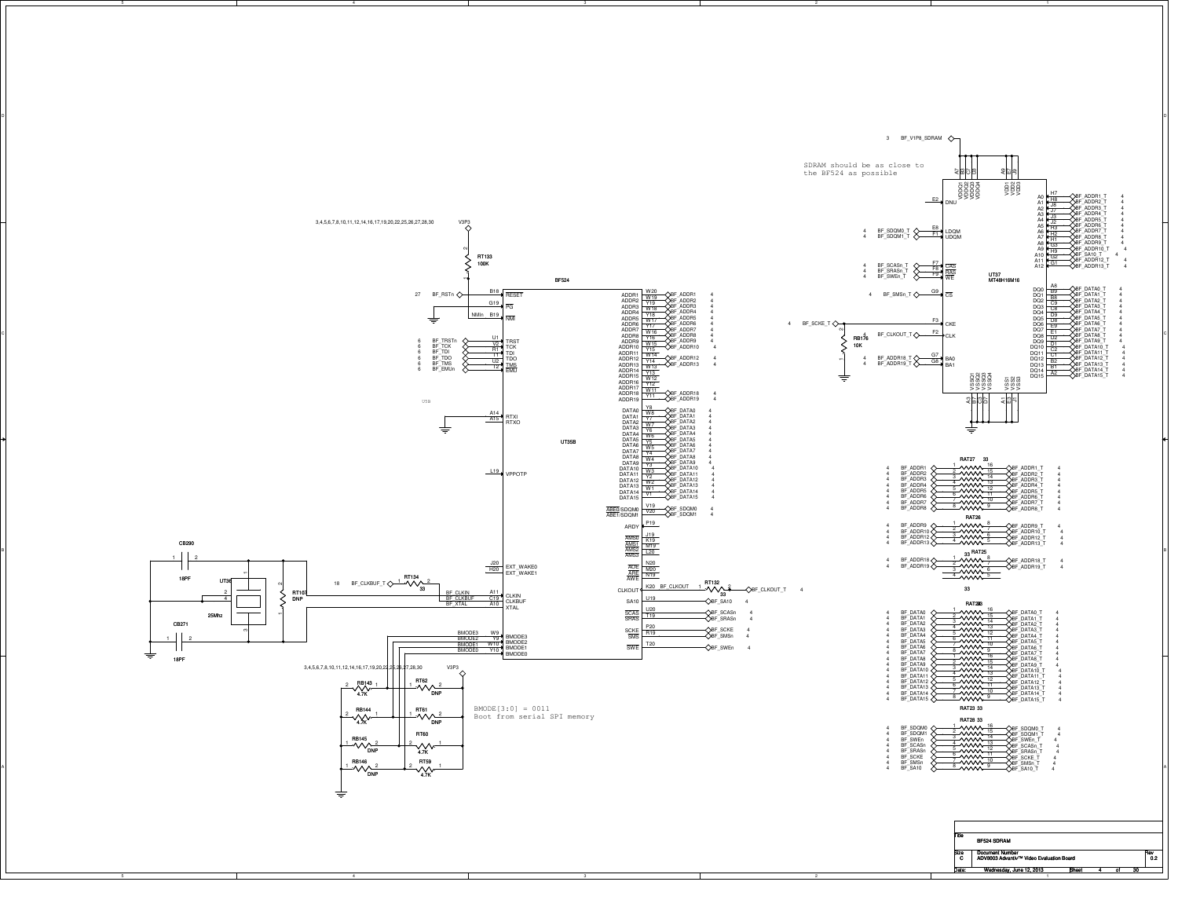SDRAM should be as close to the BF524 as possible

BMODE[3:0] = 0011
Boot from serial SPI memory

| Title | BF524 SDRAM | |
|---|---|---|
| Size C | Document Number: ADV8003 Advantiv™ Video Evaluation Board | Rev 0.2 |
| Date: Wednesday, June 12, 2013 | Sheet 4 of 30 | |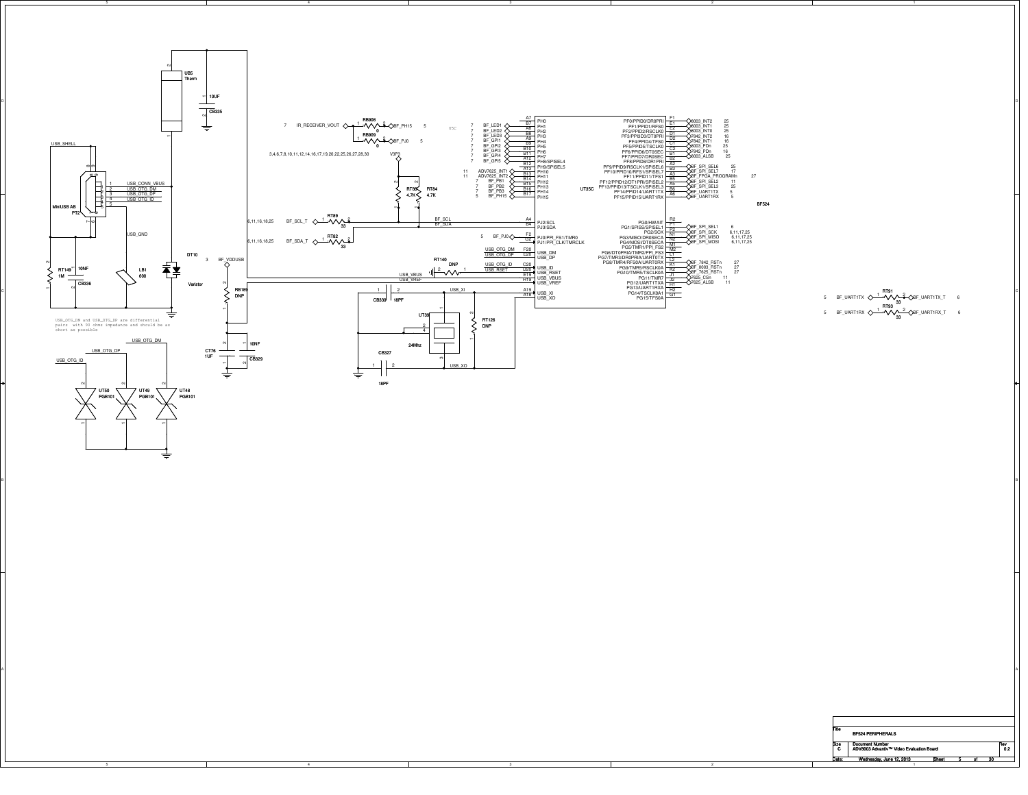USB_OTG_DM and USB_OTG_DP are differential pairs with 90 ohms impedance and should be as short as possible

| Title | BF524 PERIPHERALS | |
|---|---|---|
| Size | Document Number | Rev |
| C | ADV8003 Advantiv™ Video Evaluation Board | 0.2 |
| Date: | Wednesday, June 12, 2013 | Sheet 5 of 30 |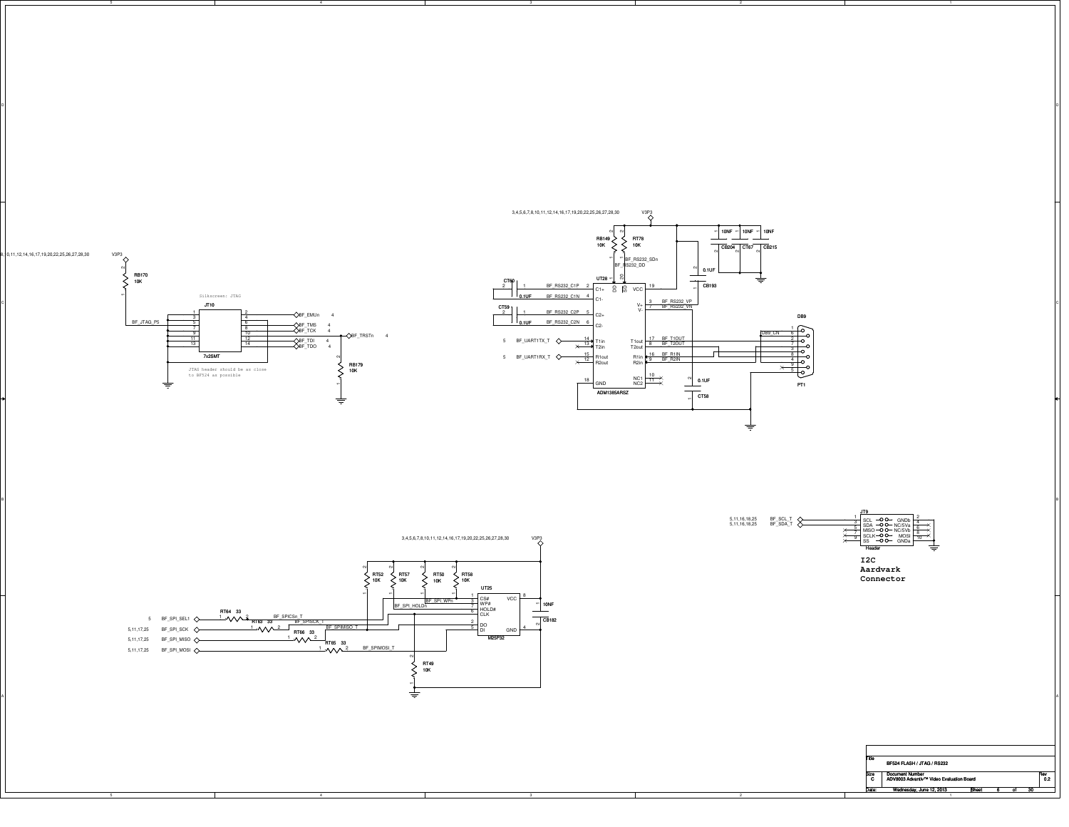Silkscreen: JTAG

JTAG header should be as close to BF524 as possible

I2C
Aardvark
Connector

| Title | BF524 FLASH / JTAG / RS232 | |
|---|---|---|
| Size C | Document Number ADV8003 Advantiv™ Video Evaluation Board | Rev 0.2 |
| Date: Wednesday, June 12, 2013 | Sheet 6 of 30 | |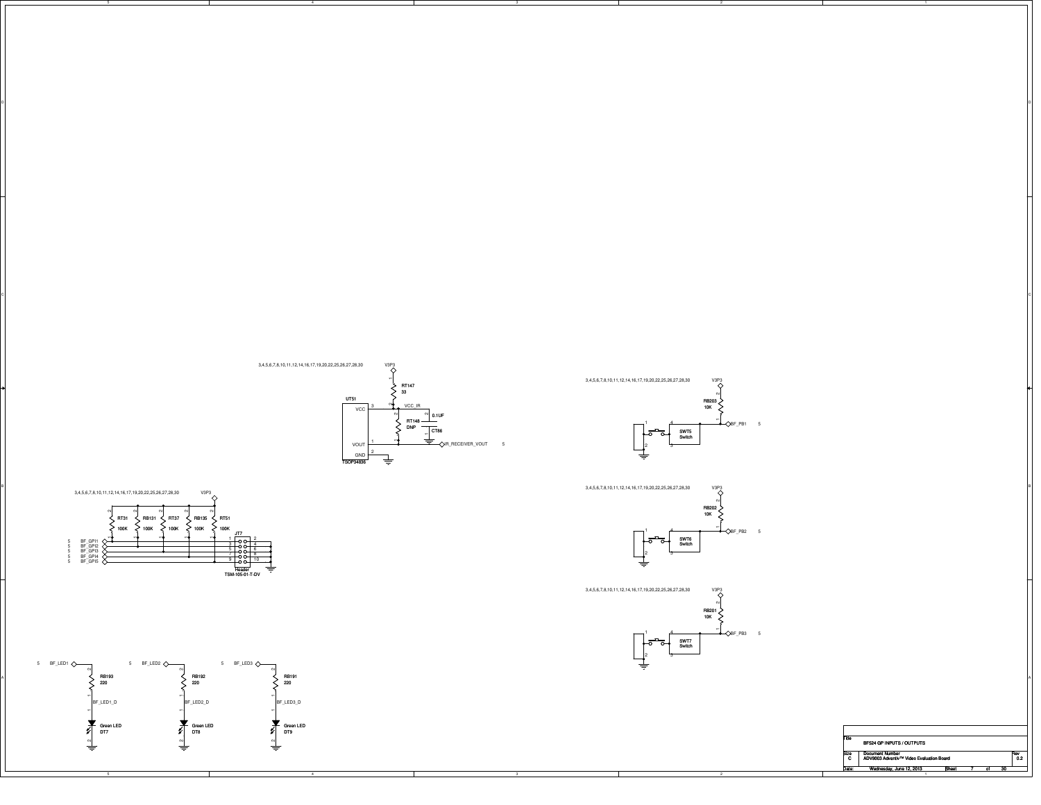3,4,5,6,7,8,10,11,12,14,16,17,19,20,22,25,26,27,28,30

V3P3

RT147
33

UT51

VCC_IR

VCC

0.1UF

RT148
DNP

CT86

VOUT

IR_RECEIVER_VOUT 5

GND

TSOP34836

3,4,5,6,7,8,10,11,12,14,16,17,19,20,22,25,26,27,28,30

V3P3

RB203
10K

BF_PB1 5

SWT5
Switch

3,4,5,6,7,8,10,11,12,14,16,17,19,20,22,25,26,27,28,30

V3P3

RB202
10K

BF_PB2 5

SWT6
Switch

3,4,5,6,7,8,10,11,12,14,16,17,19,20,22,25,26,27,28,30

V3P3

RB201
10K

BF_PB3 5

SWT7
Switch

3,4,5,6,7,8,10,11,12,14,16,17,19,20,22,25,26,27,28,30

V3P3

RT31 100K
RB131 100K
RT37 100K
RB135 100K
RT51 100K

JT7

5 BF_GPI1
5 BF_GPI2
5 BF_GPI3
5 BF_GPI4
5 BF_GPI5

Header
TSM-105-01-T-DV

5 BF_LED1

RB193
220

BF_LED1_D

Green LED
DT7

5 BF_LED2

RB192
220

BF_LED2_D

Green LED
DT8

5 BF_LED3

RB191
220

BF_LED3_D

Green LED
DT9

| | | |
|---|---|---|
| Title | BF524 GP INPUTS / OUTPUTS | |
| Size C | Document Number: ADV8003 Advantiv™ Video Evaluation Board | Rev 0.2 |
| Date: | Wednesday, June 12, 2013 | Sheet 7 of 30 |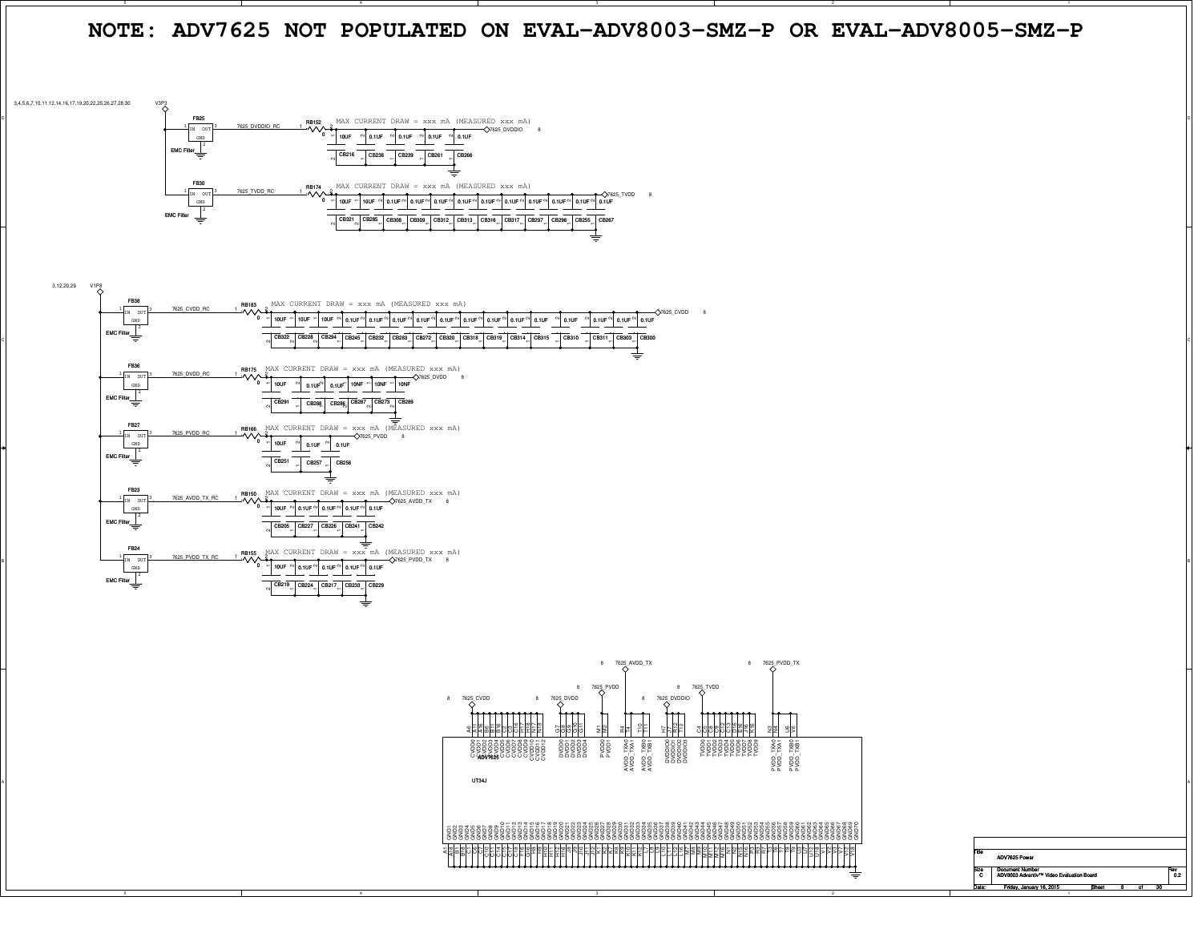# NOTE: ADV7625 NOT POPULATED ON EVAL-ADV8003-SMZ-P OR EVAL-ADV8005-SMZ-P

3,4,5,6,7,10,11,12,14,16,17,19,20,22,25,26,27,28,30 V3P3

FB25 — EMC Filter — 7625_DVDDIO_RC — RB152 0 — MAX CURRENT DRAW = xxx mA (MEASURED xxx mA) — 7625_DVDDIO 8

CB216 10UF, CB236 0.1UF, CB239 0.1UF, CB261 0.1UF, CB266 0.1UF

FB30 — EMC Filter — 7625_TVDD_RC — RB174 0 — MAX CURRENT DRAW = xxx mA (MEASURED xxx mA) — 7625_TVDD 8

CB321 10UF, CB285 10UF, CB308 0.1UF, CB309 0.1UF, CB312 0.1UF, CB313 0.1UF, CB316 0.1UF, CB317 0.1UF, CB297 0.1UF, CB296 0.1UF, CB255 0.1UF, CB267 0.1UF

3,12,20,29 V1P8

FB38 — EMC Filter — 7625_CVDD_RC — RB183 0 — MAX CURRENT DRAW = xxx mA (MEASURED xxx mA) — 7625_CVDD 8

CB322 10UF, CB228 10UF, CB294 10UF, CB245 0.1UF, CB232 0.1UF, CB283 0.1UF, CB272 0.1UF, CB320 0.1UF, CB318 0.1UF, CB319 0.1UF, CB314 0.1UF, CB315 0.1UF, CB310 0.1UF, CB311 0.1UF, CB303 0.1UF, CB300 0.1UF

FB36 — EMC Filter — 7625_DVDD_RC — RB175 0 — MAX CURRENT DRAW = xxx mA (MEASURED xxx mA) — 7625_DVDD 8

CB291 10UF, CB288 0.1UF, CB286 0.1UF, CB287 10NF, CB273 10NF, CB289 10NF

FB27 — EMC Filter — 7625_PVDD_RC — RB166 0 — MAX CURRENT DRAW = xxx mA (MEASURED xxx mA) — 7625_PVDD 8

CB251 10UF, CB257 0.1UF, CB256 0.1UF

FB23 — EMC Filter — 7625_AVDD_TX_RC — RB150 0 — MAX CURRENT DRAW = xxx mA (MEASURED xxx mA) — 7625_AVDD_TX 8

CB205 10UF, CB227 0.1UF, CB226 0.1UF, CB241 0.1UF, CB242 0.1UF

FB24 — EMC Filter — 7625_PVDD_TX_RC — RB155 0 — MAX CURRENT DRAW = xxx mA (MEASURED xxx mA) — 7625_PVDD_TX 8

CB219 10UF, CB224 0.1UF, CB217 0.1UF, CB233 0.1UF, CB229 0.1UF

ADV7625 UT34J

7625_CVDD: CVDD0–CVDD12 (A6, A11, A16, B6, B11, B16, C6, C11, C16, H17, H18, N17, N18)

7625_DVDD: DVDD0–DVDD4 (G7, G8, G9, G10, G11)

7625_PVDD: PVDD0, PVDD1 (M1, M2)

7625_AVDD_TX: AVDD_TXA0, AVDD_TXA1, AVDD_TXB0, AVDD_TXB1 (R4, T4, T10, T11)

7625_DVDDIO: DVDDIO0–DVDDIO3 (H7, J7, R12, T12)

7625_TVDD: TVDD0–TVDD9 (C4, C5, C9, C12, C13, D16, E16, H6, J6, K16)

7625_PVDD_TX: PVDD_TXA0, PVDD_TXA1, PVDD_TXB0, PVDD_TXB1 (N3, N4, V6, V6)

GND0–GND70

| Title | ADV7625 Power | |
|---|---|---|
| Size C | Document Number: ADV8003 Advantiv™ Video Evaluation Board | Rev 0.2 |
| Date: | Friday, January 16, 2015 | Sheet 8 of 30 |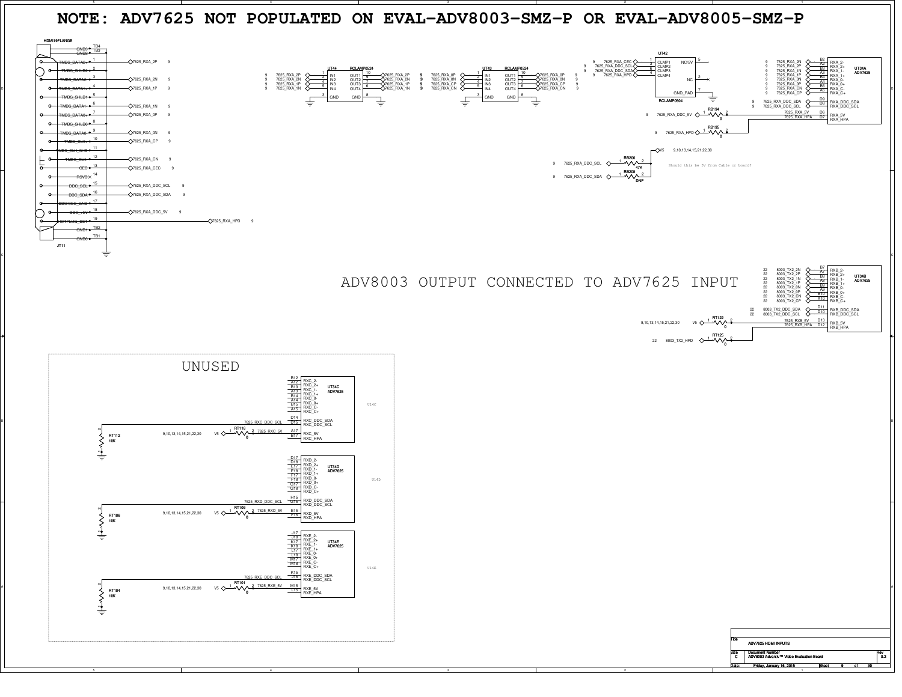# NOTE: ADV7625 NOT POPULATED ON EVAL-ADV8003-SMZ-P OR EVAL-ADV8005-SMZ-P

HDMI19FLANGE

JT11

| Pin | Signal | Net | Sheet |
|---|---|---|---|
| TB4 | GND6 | | |
| TB3 | GND2 | | |
| 1 | TMDS_DATA2+ | 7625_RXA_2P | 9 |
| 2 | TMDS_SHLD2 | | |
| 3 | TMDS_DATA2- | 7625_RXA_2N | 9 |
| 4 | TMDS_DATA1+ | 7625_RXA_1P | 9 |
| 5 | TMDS_SHLD1 | | |
| 6 | TMDS_DATA1- | 7625_RXA_1N | 9 |
| 7 | TMDS_DATA0+ | 7625_RXA_0P | 9 |
| 8 | TMDS_SHLD0 | | |
| 9 | TMDS_DATA0- | 7625_RXA_0N | 9 |
| 10 | TMDS_CLK+ | 7625_RXA_CP | 9 |
| 11 | TMDS_CLK_SHD | | |
| 12 | TMDS_CLK- | 7625_RXA_CN | 9 |
| 13 | CEC | 7625_RXA_CEC | 9 |
| 14 | RSVD | | |
| 15 | DDC_SCL | 7625_RXA_DDC_SCL | 9 |
| 16 | DDC_SDA | 7625_RXA_DDC_SDA | 9 |
| 17 | DDC/CEC_GND | | |
| 18 | DDC_+5V | 7625_RXA_DDC_5V | 9 |
| 19 | HOTPLUG_DET | 7625_RXA_HPD | 9 |
| TB2 | GND1 | | |
| TB1 | GND0 | | |

UT44 RCLAMP0524: IN1 7625_RXA_2P, IN2 7625_RXA_2N, IN3 7625_RXA_1P, IN4 7625_RXA_1N; OUT1 7625_RXA_2P, OUT2 7625_RXA_2N, OUT3 7625_RXA_1P, OUT4 7625_RXA_1N; GND

UT43 RCLAMP0524: IN1 7625_RXA_0P, IN2 7625_RXA_0N, IN3 7625_RXA_CP, IN4 7625_RXA_CN; OUT1 7625_RXA_0P, OUT2 7625_RXA_0N, OUT3 7625_RXA_CP, OUT4 7625_RXA_CN; GND

UT42 RCLAMP0504: CLMP1 7625_RXA_CEC, CLMP2 7625_RXA_DDC_SCL, CLMP3 7625_RXA_DDC_SDA, CLMP4 7625_RXA_HPD; NC/5V, NC, GND_PAD

RB206 47K: 7625_RXA_DDC_SCL — V5 (9,10,13,14,15,21,22,30)
RB208 DNP: 7625_RXA_DDC_SDA

Should this be 5V from Cable or board?

RB194 0: 7625_RXA_DDC_5V — 7625_RXA_5V
RB195 0: 7625_RXA_HPD — 7625_RXA_HPA

UT34A ADV7625:

| Pin | Signal | Net |
|---|---|---|
| B2 | RXA_2- | 7625_RXA_2N |
| A2 | RXA_2+ | 7625_RXA_2P |
| B3 | RXA_1- | 7625_RXA_1N |
| A3 | RXA_1+ | 7625_RXA_1P |
| B4 | RXA_0- | 7625_RXA_0N |
| A4 | RXA_0+ | 7625_RXA_0P |
| B5 | RXA_C- | 7625_RXA_CN |
| A5 | RXA_C+ | 7625_RXA_CP |
| D9 | RXA_DDC_SDA | 7625_RXA_DDC_SDA |
| D8 | RXA_DDC_SCL | 7625_RXA_DDC_SCL |
| D6 | RXA_5V | 7625_RXA_5V |
| D7 | RXA_HPA | 7625_RXA_HPA |

## ADV8003 OUTPUT CONNECTED TO ADV7625 INPUT

UT34B ADV7625:

| Pin | Signal | Net | Sheet |
|---|---|---|---|
| B7 | RXB_2- | 8003_TX2_2N | 22 |
| A7 | RXB_2+ | 8003_TX2_2P | 22 |
| B8 | RXB_1- | 8003_TX2_1N | 22 |
| A8 | RXB_1+ | 8003_TX2_1P | 22 |
| B9 | RXB_0- | 8003_TX2_0N | 22 |
| A9 | RXB_0+ | 8003_TX2_0P | 22 |
| B10 | RXB_C- | 8003_TX2_CN | 22 |
| A10 | RXB_C+ | 8003_TX2_CP | 22 |
| D11 | RXB_DDC_SDA | 8003_TX2_DDC_SDA | 22 |
| D10 | RXB_DDC_SCL | 8003_TX2_DDC_SCL | 22 |
| D13 | RXB_5V | 7625_RXB_5V | |
| D12 | RXB_HPA | 7625_RXB_HPA | |

RT122 0: V5 (9,10,13,14,15,21,22,30) — 7625_RXB_5V
RT125 0: 8003_TX2_HPD (22) — 7625_RXB_HPA

## UNUSED

UT34C ADV7625 (U14C): B12 RXC_2-, A12 RXC_2+, B13 RXC_1-, A13 RXC_1+, B14 RXC_0-, A14 RXC_0+, B15 RXC_C-, A15 RXC_C+, D14 RXC_DDC_SDA, D15 RXC_DDC_SCL (7625_RXC_DDC_SCL), A17 RXC_5V (7625_RXC_5V), B17 RXC_HPA
RT112 10K; RT116 0: V5 (9,10,13,14,15,21,22,30) — 7625_RXC_5V

UT34D ADV7625 (U14D): D17 RXD_2-, D18 RXD_2+, E17 RXD_1-, E18 RXD_1+, F17 RXD_0-, F18 RXD_0+, G17 RXD_C-, G18 RXD_C+, H15 RXD_DDC_SDA, G15 RXD_DDC_SCL (7625_RXD_DDC_SCL), E15 RXD_5V (7625_RXD_5V), F15 RXD_HPA
RT106 10K; RT109 0: V5 (9,10,13,14,15,21,22,30) — 7625_RXD_5V

UT34E ADV7625 (U14E): J17 RXE_2-, J18 RXE_2+, K17 RXE_1-, K18 RXE_1+, L17 RXE_0-, L18 RXE_0+, M17 RXE_C-, M18 RXE_C+, K15 RXE_DDC_SDA, J15 RXE_DDC_SCL (7625_RXE_DDC_SCL), M15 RXE_5V (7625_RXE_5V), L15 RXE_HPA
RT104 10K; RT101 0: V5 (9,10,13,14,15,21,22,30) — 7625_RXE_5V

| Title | ADV7625 HDMI INPUTS |
|---|---|
| Size | C |
| Document Number | ADV8003 Advantiv™ Video Evaluation Board |
| Rev | 0.2 |
| Date | Friday, January 16, 2015 |
| Sheet | 9 of 30 |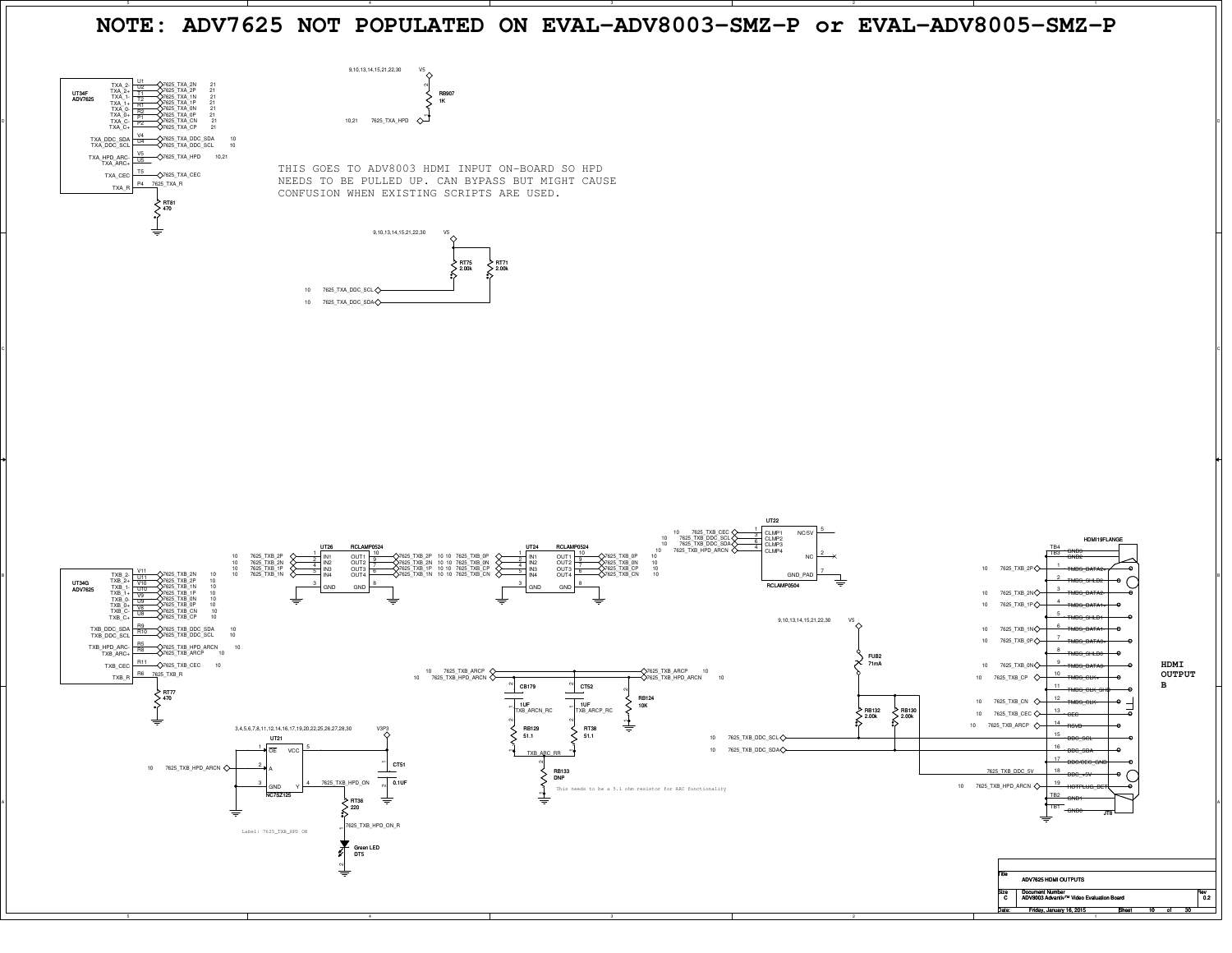# NOTE: ADV7625 NOT POPULATED ON EVAL-ADV8003-SMZ-P or EVAL-ADV8005-SMZ-P

UT34F ADV7625

| Pin | Signal | Net | Sheets |
|---|---|---|---|
| U1 | TXA_2- | 7625_TXA_2N | 21 |
| U2 | TXA_2+ | 7625_TXA_2P | 21 |
| T1 | TXA_1- | 7625_TXA_1N | 21 |
| T2 | TXA_1+ | 7625_TXA_1P | 21 |
| R1 | TXA_0- | 7625_TXA_0N | 21 |
| R2 | TXA_0+ | 7625_TXA_0P | 21 |
| P1 | TXA_C- | 7625_TXA_CN | 21 |
| P2 | TXA_C+ | 7625_TXA_CP | 21 |
| V4 | TXA_DDC_SDA | 7625_TXA_DDC_SDA | 10 |
| U4 | TXA_DDC_SCL | 7625_TXA_DDC_SCL | 10 |
| V5 | TXA_HPD_ARC- | 7625_TXA_HPD | 10,21 |
| U5 | TXA_ARC+ | | |
| T5 | TXA_CEC | 7625_TXA_CEC | |
| P4 | TXA_R | 7625_TXA_R | |

RT81 470

9,10,13,14,15,21,22,30 V5 — RB907 1K — 10,21 7625_TXA_HPD

THIS GOES TO ADV8003 HDMI INPUT ON-BOARD SO HPD NEEDS TO BE PULLED UP. CAN BYPASS BUT MIGHT CAUSE CONFUSION WHEN EXISTING SCRIPTS ARE USED.

9,10,13,14,15,21,22,30 V5 — RT75 2.00k, RT71 2.00k — 10 7625_TXA_DDC_SCL, 10 7625_TXA_DDC_SDA

UT34G ADV7625

| Pin | Signal | Net | Sheets |
|---|---|---|---|
| V11 | TXB_2- | 7625_TXB_2N | 10 |
| U11 | TXB_2+ | 7625_TXB_2P | 10 |
| V10 | TXB_1- | 7625_TXB_1N | 10 |
| U10 | TXB_1+ | 7625_TXB_1P | 10 |
| V9 | TXB_0- | 7625_TXB_0N | 10 |
| U9 | TXB_0+ | 7625_TXB_0P | 10 |
| V8 | TXB_C- | 7625_TXB_CN | 10 |
| U8 | TXB_C+ | 7625_TXB_CP | 10 |
| R9 | TXB_DDC_SDA | 7625_TXB_DDC_SDA | 10 |
| R10 | TXB_DDC_SCL | 7625_TXB_DDC_SCL | 10 |
| R5 | TXB_HPD_ARC- | 7625_TXB_HPD_ARCN | 10 |
| R8 | TXB_ARC+ | 7625_TXB_ARCP | 10 |
| R11 | TXB_CEC | 7625_TXB_CEC | 10 |
| R6 | TXB_R | 7625_TXB_R | |

RT77 470

UT26 RCLAMP0524: IN1–IN4 (7625_TXB_2P, 2N, 1P, 1N), OUT1–OUT4, GND

UT24 RCLAMP0524: IN1–IN4 (7625_TXB_0P, 0N, CP, CN), OUT1–OUT4, GND

UT22 RCLAMP0504: CLMP1 7625_TXB_CEC, CLMP2 7625_TXB_DDC_SCL, CLMP3 7625_TXB_DDC_SDA, CLMP4 7625_TXB_HPD_ARCN, NC/5V, NC, GND_PAD

10 7625_TXB_ARCP, 10 7625_TXB_HPD_ARCN — CB179 1UF TXB_ARCN_RC, CT52 1UF TXB_ARCP_RC, RB124 10K, RB129 51.1, RT38 51.1, TXB_ARC_RR, RB133 DNP

This needs to be a 5.1 ohm resistor for ARC functionality

3,4,5,6,7,8,11,12,14,16,17,19,20,22,25,26,27,28,30 V3P3 — UT21 NC7SZ125 (OE, A, GND, VCC, Y) — CT51 0.1UF

10 7625_TXB_HPD_ARCN — 7625_TXB_HPD_ON — RT36 220 — 7625_TXB_HPD_ON_R — Green LED DT5

Label: 7625_TXB_HPD ON

9,10,13,14,15,21,22,30 V5 — FUB2 71mA — RB132 2.00k, RB130 2.00k

HDMI19FLANGE JT8 — HDMI OUTPUT B

| Pin | Signal | Net |
|---|---|---|
| TB4 | GND3 | |
| TB3 | GND2 | |
| 1 | TMDS_DATA2+ | 7625_TXB_2P |
| 2 | TMDS_SHLD2 | |
| 3 | TMDS_DATA2- | 7625_TXB_2N |
| 4 | TMDS_DATA1+ | 7625_TXB_1P |
| 5 | TMDS_SHLD1 | |
| 6 | TMDS_DATA1- | 7625_TXB_1N |
| 7 | TMDS_DATA0+ | 7625_TXB_0P |
| 8 | TMDS_SHLD0 | |
| 9 | TMDS_DATA0- | 7625_TXB_0N |
| 10 | TMDS_CLK+ | 7625_TXB_CP |
| 11 | TMDS_CLK_SHD | |
| 12 | TMDS_CLK- | 7625_TXB_CN |
| 13 | CEC | 7625_TXB_CEC |
| 14 | RSVD | 7625_TXB_ARCP |
| 15 | DDC_SCL | 7625_TXB_DDC_SCL |
| 16 | DDC_SDA | 7625_TXB_DDC_SDA |
| 17 | DDC/CEC_GND | |
| 18 | DDC_+5V | 7625_TXB_DDC_5V |
| 19 | HOTPLUG_DET | 7625_TXB_HPD_ARCN |
| TB2 | GND1 | |
| TB1 | GND0 | |

| Title | ADV7625 HDMI OUTPUTS |
|---|---|
| Size | C |
| Document Number | ADV8003 Advantiv™ Video Evaluation Board |
| Rev | 0.2 |
| Date | Friday, January 16, 2015 |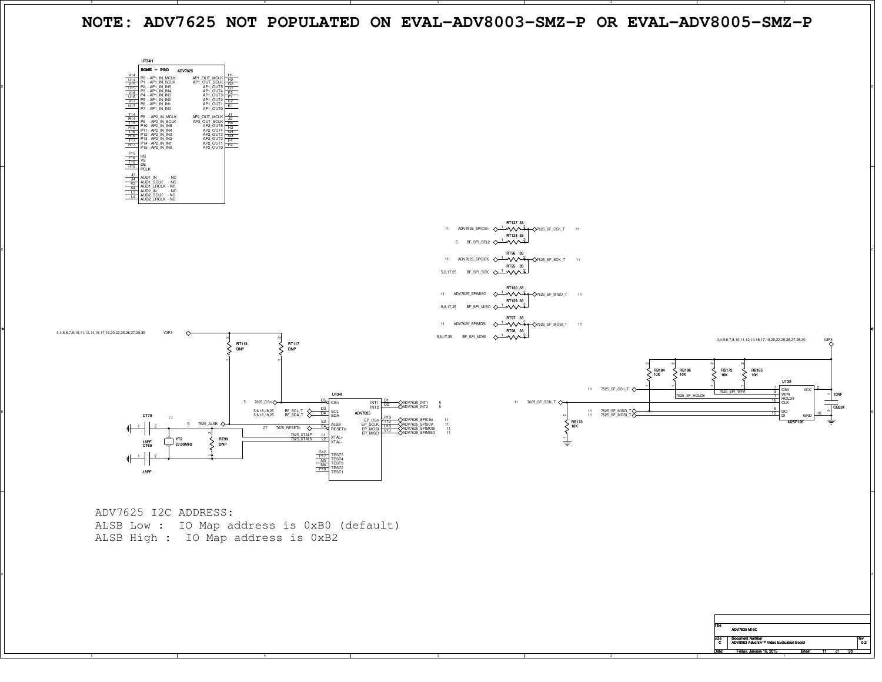# NOTE: ADV7625 NOT POPULATED ON EVAL-ADV8003-SMZ-P OR EVAL-ADV8005-SMZ-P

UT34H

HOME - PRO ADV7625

| Pin | Signal | Signal | Pin |
|---|---|---|---|
| V14 | P0 - AP1_IN_MCLK | AP1_OUT_MCLK | H1 |
| U14 | P1 - AP1_IN_SCLK | AP1_OUT_SCLK | H2 |
| V15 | P2 - AP1_IN_IN5 | AP1_OUT5 | G2 |
| U15 | P3 - AP1_IN_IN4 | AP1_OUT4 | G1 |
| V16 | P4 - AP1_IN_IN3 | AP1_OUT3 | F2 |
| U16 | P5 - AP1_IN_IN2 | AP1_OUT2 | F1 |
| V17 | P6 - AP1_IN_IN1 | AP1_OUT1 | E2 |
| U17 | P7 - AP1_IN_IN0 | AP1_OUT0 | E1 |
| T14 | P8 - AP2_IN_MCLK | AP2_OUT_MCLK | J1 |
| R14 | P9 - AP2_IN_SCLK | AP2_OUT_SCLK | J2 |
| T15 | P10 - AP2_IN_IN5 | AP2_OUT5 | H4 |
| R15 | P11 - AP2_IN_IN4 | AP2_OUT4 | H3 |
| T16 | P12 - AP2_IN_IN3 | AP2_OUT3 | G4 |
| R16 | P13 - AP2_IN_IN2 | AP2_OUT2 | G3 |
| T17 | P14 - AP2_IN_IN1 | AP2_OUT1 | F4 |
| R17 | P15 - AP2_IN_IN0 | AP2_OUT0 | F3 |
| P15 | HS | | |
| P16 | VS | | |
| T18 | DE | | |
| R18 | PCLK | | |
| J3 | AUD1_IN - NC | | |
| J4 | AUD1_SCLK - NC | | |
| K3 | AUD1_LRCLK - NC | | |
| K4 | AUD2_IN - NC | | |
| L3 | AUD2_SCLK - NC | | |
| L4 | AUD2_LRCLK - NC | | |

SPI series resistors (33):

| Page | Net | Resistor | Net | Page |
|---|---|---|---|---|
| 11 | ADV7625_SPICSn | RT127 33 | 7625_SF_CSn_T | 11 |
| 5 | BF_SPI_SEL2 | RT128 33 | 7625_SF_CSn_T | |
| 11 | ADV7625_SPISCK | RT96 33 | 7625_SF_SCK_T | 11 |
| 5,6,17,25 | BF_SPI_SCK | RT95 33 | 7625_SF_SCK_T | |
| 11 | ADV7625_SPIMISO | RT130 33 | 7625_SF_MISO_T | 11 |
| 5,6,17,25 | BF_SPI_MISO | RT129 33 | 7625_SF_MISO_T | |
| 11 | ADV7625_SPIMOSI | RT97 33 | 7625_SF_MOSI_T | 11 |
| 5,6,17,25 | BF_SPI_MOSI | RT98 33 | 7625_SF_MOSI_T | |

V3P3 (3,4,5,6,7,8,10,11,12,14,16,17,19,20,22,25,26,27,28,30) — RT113 DNP, RT117 DNP

UT34I ADV7625

| Pin | Signal | Net |
|---|---|---|
| D5 | CSn | 7625_CSn (5) |
| D3 | SCL | BF_SCL_T (5,6,16,18,25) |
| D4 | SDA | BF_SDA_T (5,6,16,18,25) |
| E3 | ALSB | 7625_ALSB (5) |
| E4 | RESETn | 7625_RESETn (27) |
| L1 | XTAL+ | 7625_XTALP |
| L2 | XTAL- | 7625_XTALN |
| G12 | TEST5 | |
| P17 | TEST4 | |
| M3 | TEST3 | |
| M4 | TEST2 | |
| P18 | TEST1 | |
| D1 | INT1 | ADV7625_INT1 (5) |
| D2 | INT2 | ADV7625_INT2 (5) |
| R13 | EP_CSn | ADV7625_SPICSn (11) |
| T13 | EP_SCLK | ADV7625_SPISCK (11) |
| U13 | EP_MOSI | ADV7625_SPIMOSI (11) |
| V13 | EP_MISO | ADV7625_SPIMISO (11) |

CT70 18PF, CT69 18PF, YT2 27.00MHz, RT99 DNP

UT38 M25P128

| Pin | Signal | Net |
|---|---|---|
| 7 | CS# | 7625_SF_CSn_T (11) |
| 9 | WP# | 7625_SPI_WPn |
| 1 | HOLD# | 7625_SF_HOLDn |
| 16 | CLK | 7625_SF_SCK_T (11) |
| 8 | DO | 7625_SF_MISO_T (11) |
| 15 | DI | 7625_SF_MOSI_T (11) |
| 2 | VCC | V3P3 |
| 10 | GND | |

RB184 10K, RB186 10K, RB172 10K, RB185 10K, RB173 10K, CB324 10NF

ADV7625 I2C ADDRESS:
ALSB Low : IO Map address is 0xB0 (default)
ALSB High : IO Map address is 0xB2

| Title | ADV7625 MISC | |
|---|---|---|
| Size C | Document Number: ADV8003 Advantiv™ Video Evaluation Board | Rev 0.2 |
| Date: | Friday, January 16, 2015 | Sheet 11 of 30 |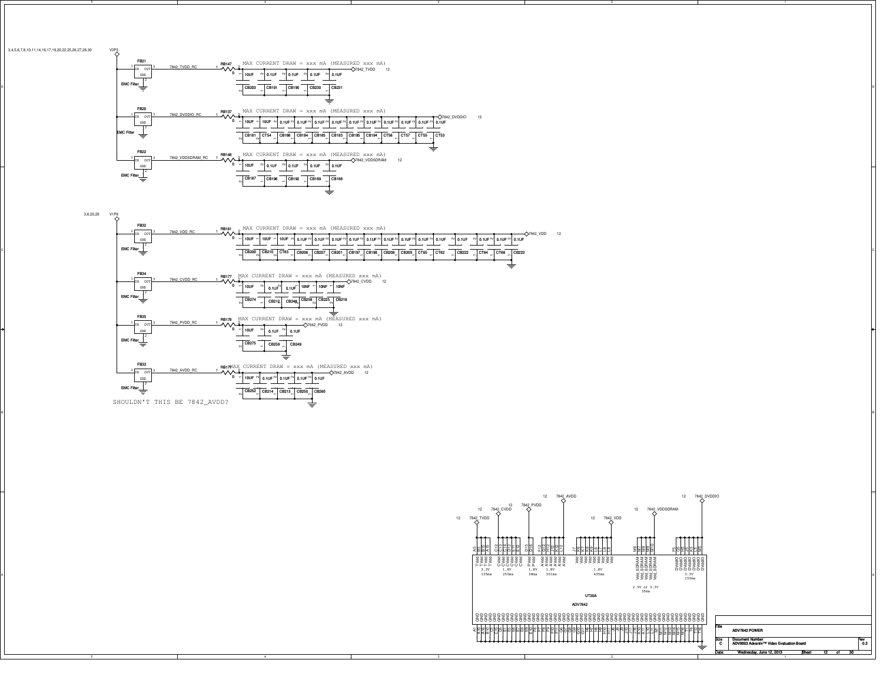3,4,5,6,7,8,10,11,14,16,17,19,20,22,25,26,27,28,30 V3P3

FB21 — IN / OUT / GND — EMC Filter — 7842_TVDD_RC — RB147 0 — MAX CURRENT DRAW = xxx mA (MEASURED xxx mA) — 7842_TVDD 12

10UF CB203, 0.1UF CB191, 0.1UF CB190, 0.1UF CB230, 0.1UF CB231

FB20 — IN / OUT / GND — EMC Filter — 7842_DVDDIO_RC — RB137 0 — MAX CURRENT DRAW = xxx mA (MEASURED xxx mA) — 7842_DVDDIO 12

10UF CB181, 10UF CT54, 0.1UF CB186, 0.1UF CB184, 0.1UF CB185, 0.1UF CB183, 0.1UF CB195, 0.1UF CB194, 0.1UF CT56, 0.1UF CT57, 0.1UF CT55, 0.1UF CT53

FB22 — IN / OUT / GND — EMC Filter — 7842_VDDSDRAM_RC — RB148 0 — MAX CURRENT DRAW = xxx mA (MEASURED xxx mA) — 7842_VDDSDRAM 12

10UF CB187, 0.1UF CB196, 0.1UF CB192, 0.1UF CB189, 0.1UF CB188

3,8,20,29 V1P8

FB32 — IN / OUT / GND — EMC Filter — 7842_VDD_RC — RB161 0 — MAX CURRENT DRAW = xxx mA (MEASURED xxx mA) — 7842_VDD 12

10UF CB200, 10UF CB210, 10UF CT63, 0.1UF CB206, 0.1UF CB207, 0.1UF CB201, 0.1UF CB197, 0.1UF CB198, 0.1UF CB208, 0.1UF CB209, 0.1UF CT65, 0.1UF CT62, 0.1UF CB222, 0.1UF CT64, 0.1UF CT68, 0.1UF CB223

FB34 — IN / OUT / GND — EMC Filter — 7842_CVDD_RC — RB177 0 — MAX CURRENT DRAW = xxx mA (MEASURED xxx mA) — 7842_CVDD 12

10UF CB274, 0.1UF CB212, 0.1UF CB248, 10NF CB258, 10NF CB225, 10NF CB218

FB35 — IN / OUT / GND — EMC Filter — 7842_PVDD_RC — RB178 0 — MAX CURRENT DRAW = xxx mA (MEASURED xxx mA) — 7842_PVDD 12

10UF CB275, 0.1UF CB259, 0.1UF CB249

FB33 — IN / OUT / GND — EMC Filter — 7842_AVDO_RC — RB179 0 — MAX CURRENT DRAW = xxx mA (MEASURED xxx mA) — 7842_AVDD 12

10UF CB252, 0.1UF CB214, 0.1UF CB213, 0.1UF CB250, 0.1UF CB260

SHOULDN'T THIS BE 7842_AVDD?

UT30A — ADV7842

| Net | Pins | Supply | Voltage | Current |
|---|---|---|---|---|
| 7842_TVDD | A5, A6, B5, B16 | TVdd | 3.3V | 135ma |
| 7842_CVDD | C12, C13, C14, D12, D13, E11 | CVdd | 1.8V | 250ma |
| 7842_PVDD | D15, D16 | PVdd | 1.8V | 38ma |
| 7842_AVDD | F12, G12, H12, J12, K12, L12 | AVdd | 1.8V | 301ma |
| 7842_VDD | J7, K6, K7, K8, L6, L7, L8, L9 | Vdd | 1.8V | 435ma |
| 7842_VDDSDRAM | M6, M7, M8, M9, M10 | Vdd_SDRAM | 2.5V or 3.3V | 35ma |
| 7842_DVDDIO | F5, G5, H5, J5, K5, L5, M5 | DVddIO | 3.3V | 150ma |

GND: A1, A16, B2, B15, C3, C15, E1, E5, E6, E7, E8, E9, E10, F7, F8, F9, F10, F11, G6, G7, G8, G9, G10, G11, H6, H7, H8, H9, H10, H11, J6, J8, J9, J10, J11, K9, K10, K11, L10, L11, M11, M12, M13, M14, M15, M16, T1, T15, T16

Title: ADV7842 POWER

Size: C — Document Number: ADV8003 Advantiv™ Video Evaluation Board — Rev: 0.2

Date: Wednesday, June 12, 2013 — Sheet 12 of 30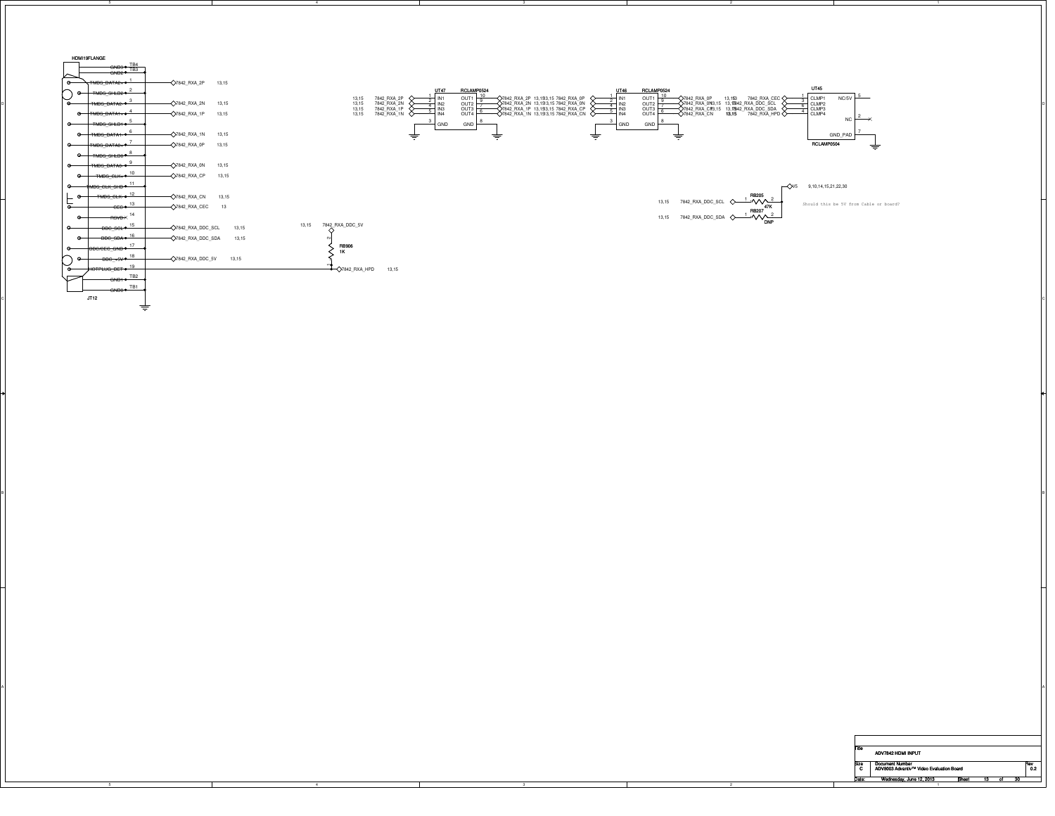# ADV7842 HDMI INPUT

## HDMI19FLANGE (JT12)

| Pin | Signal | Net | Sheets |
|---|---|---|---|
| TB4 | GND3 | | |
| TB3 | GND2 | | |
| 1 | TMDS_DATA2+ | 7842_RXA_2P | 13,15 |
| 2 | TMDS_SHLD2 | | |
| 3 | TMDS_DATA2- | 7842_RXA_2N | 13,15 |
| 4 | TMDS_DATA1+ | 7842_RXA_1P | 13,15 |
| 5 | TMDS_SHLD1 | | |
| 6 | TMDS_DATA1- | 7842_RXA_1N | 13,15 |
| 7 | TMDS_DATA0+ | 7842_RXA_0P | 13,15 |
| 8 | TMDS_SHLD0 | | |
| 9 | TMDS_DATA0- | 7842_RXA_0N | 13,15 |
| 10 | TMDS_CLK+ | 7842_RXA_CP | 13,15 |
| 11 | TMDS_CLK_SHD | | |
| 12 | TMDS_CLK- | 7842_RXA_CN | 13,15 |
| 13 | CEC | 7842_RXA_CEC | 13 |
| 14 | RSVD | | |
| 15 | DDC_SCL | 7842_RXA_DDC_SCL | 13,15 |
| 16 | DDC_SDA | 7842_RXA_DDC_SDA | 13,15 |
| 17 | DDC/CEC_GND | | |
| 18 | DDC_+5V | 7842_RXA_DDC_5V | 13,15 |
| 19 | HOTPLUG_DET | 7842_RXA_HPD | 13,15 |
| TB2 | GND1 | | |
| TB1 | GND0 | | |

RB906 1K between 7842_RXA_DDC_5V (13,15) and 7842_RXA_HPD (13,15).

## UT47 RCLAMP0524

| Pin | Name | Net |
|---|---|---|
| 1 | IN1 | 7842_RXA_2P (13,15) |
| 2 | IN2 | 7842_RXA_2N (13,15) |
| 4 | IN3 | 7842_RXA_1P (13,15) |
| 5 | IN4 | 7842_RXA_1N (13,15) |
| 10 | OUT1 | 7842_RXA_2P (13,15) |
| 9 | OUT2 | 7842_RXA_2N (13,15) |
| 7 | OUT3 | 7842_RXA_1P (13,15) |
| 6 | OUT4 | 7842_RXA_1N (13,15) |
| 3 | GND | |
| 8 | GND | |

## UT46 RCLAMP0524

| Pin | Name | Net |
|---|---|---|
| 1 | IN1 | 7842_RXA_0P (13,15) |
| 2 | IN2 | 7842_RXA_0N (13,15) |
| 4 | IN3 | 7842_RXA_CP (13,15) |
| 5 | IN4 | 7842_RXA_CN (13,15) |
| 10 | OUT1 | 7842_RXA_0P (13,15) |
| 9 | OUT2 | 7842_RXA_0N (13,15) |
| 7 | OUT3 | 7842_RXA_CP (13,15) |
| 6 | OUT4 | 7842_RXA_CN (13,15) |
| 3 | GND | |
| 8 | GND | |

## UT45 RCLAMP0504

| Pin | Name | Net |
|---|---|---|
| 1 | CLMP1 | 7842_RXA_CEC (13) |
| 3 | CLMP2 | 7842_RXA_DDC_SCL (13,15) |
| 6 | CLMP3 | 7842_RXA_DDC_SDA (13,15) |
| 4 | CLMP4 | 7842_RXA_HPD (13,15) |
| 5 | NC/5V | |
| 2 | NC | |
| 7 | GND_PAD | |

## DDC Pull-ups

- 13,15 7842_RXA_DDC_SCL — RB205 47K — V5 (9,10,14,15,21,22,30)
- 13,15 7842_RXA_DDC_SDA — RB207 DNP — V5

Should this be 5V from Cable or board?

| Title | ADV7842 HDMI INPUT |
|---|---|
| Size | C |
| Document Number | ADV8003 Advantiv™ Video Evaluation Board |
| Rev | 0.2 |
| Date | Wednesday, June 12, 2013 |
| Sheet | 13 of 30 |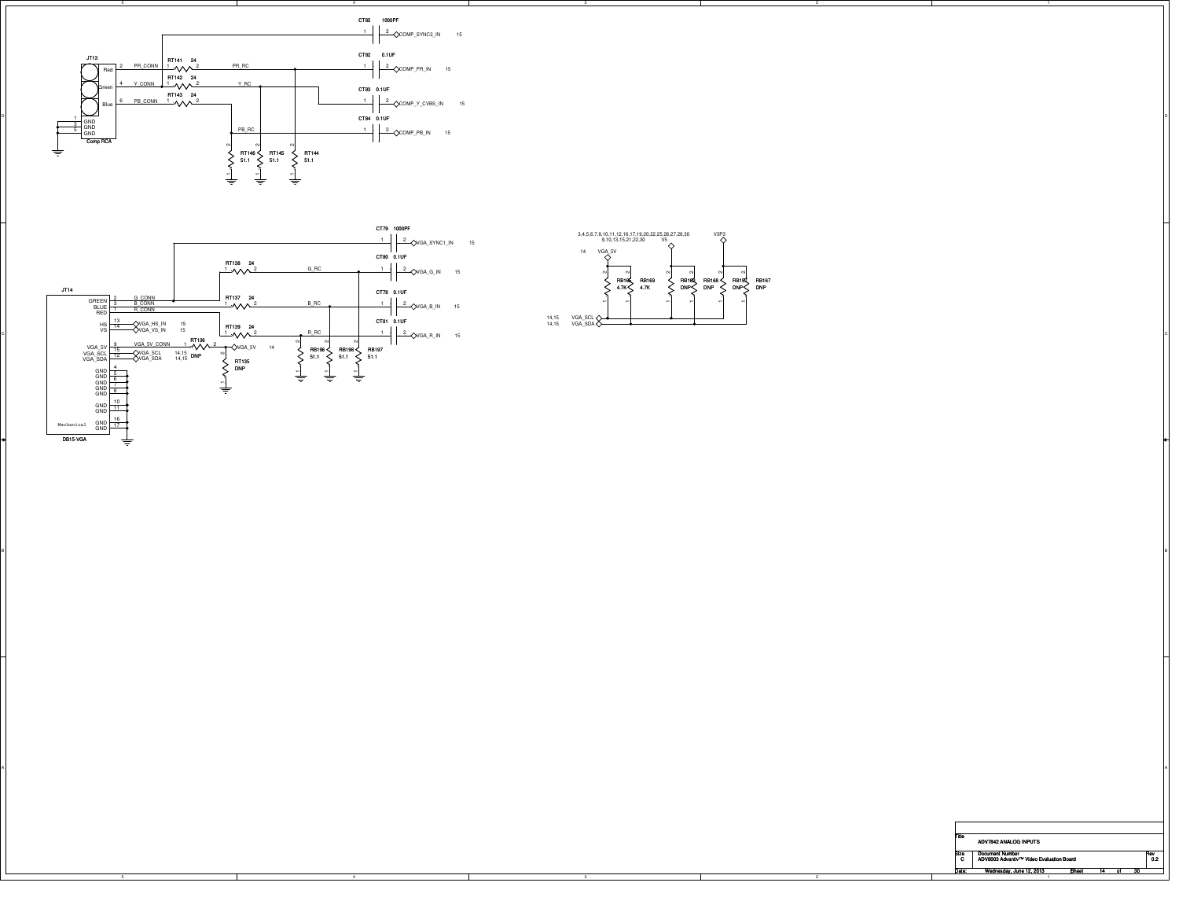## Component Analog Input (Comp RCA)

**JT13** (Comp RCA)

| Pin | Name | Net |
|---|---|---|
| 2 | Red | PR_CONN |
| 4 | Green | Y_CONN |
| 6 | Blue | PB_CONN |
| 1, 3, 5 | GND | GND |

- RT141 (24): PR_CONN → PR_RC
- RT142 (24): Y_CONN → Y_RC
- RT143 (24): PB_CONN → PB_RC
- RT146 (51.1): PB_RC → GND
- RT145 (51.1): Y_RC → GND
- RT144 (51.1): PR_RC → GND
- CT85 (1000PF): Y_CONN → COMP_SYNC2_IN (15)
- CT82 (0.1UF): PR_RC → COMP_PR_IN (15)
- CT83 (0.1UF): Y_RC → COMP_Y_CVBS_IN (15)
- CT84 (0.1UF): PB_RC → COMP_PB_IN (15)

## VGA Input (DB15-VGA)

**JT14** (DB15-VGA)

| Pin | Name | Net |
|---|---|---|
| 2 | GREEN | G_CONN |
| 3 | BLUE | B_CONN |
| 1 | RED | R_CONN |
| 13 | HS | VGA_HS_IN (15) |
| 14 | VS | VGA_VS_IN (15) |
| 9 | VGA_5V | VGA_5V_CONN |
| 15 | VGA_SCL | VGA_SCL (14,15) |
| 12 | VGA_SDA | VGA_SDA (14,15) |
| 4, 5, 6, 7, 8, 10, 11, 16, 17 | GND / Mechanical | GND |

- RT138 (24): G_CONN → G_RC
- RT137 (24): B_CONN → B_RC
- RT139 (24): R_CONN → R_RC
- RT136 (DNP): VGA_5V_CONN → VGA_5V (14)
- RT135 (DNP): VGA_5V → GND
- RB196 (51.1), RB198 (51.1), RB197 (51.1): R_RC, B_RC, G_RC → GND
- CT79 (1000PF): G_CONN → VGA_SYNC1_IN (15)
- CT80 (0.1UF): G_RC → VGA_G_IN (15)
- CT78 (0.1UF): B_RC → VGA_B_IN (15)
- CT81 (0.1UF): R_RC → VGA_R_IN (15)

## VGA DDC Pull-ups

V5: 3,4,5,6,7,8,10,11,12,16,17,19,20,22,25,26,27,28,30 / 9,10,13,15,21,22,30

- RB16? (4.7K), RB169 (4.7K): VGA_5V (14) → VGA_SCL / VGA_SDA (14,15)
- RB16? (DNP), RB168 (DNP): V5 → VGA_SCL / VGA_SDA
- RB1?? (DNP), RB167 (DNP): V3P3 → VGA_SCL / VGA_SDA

| | |
|---|---|
| Title | ADV7842 ANALOG INPUTS |
| Size | C |
| Document Number | ADV8003 Advantiv™ Video Evaluation Board |
| Rev | 0.2 |
| Date | Wednesday, June 12, 2013 |
| Sheet | 14 of 30 |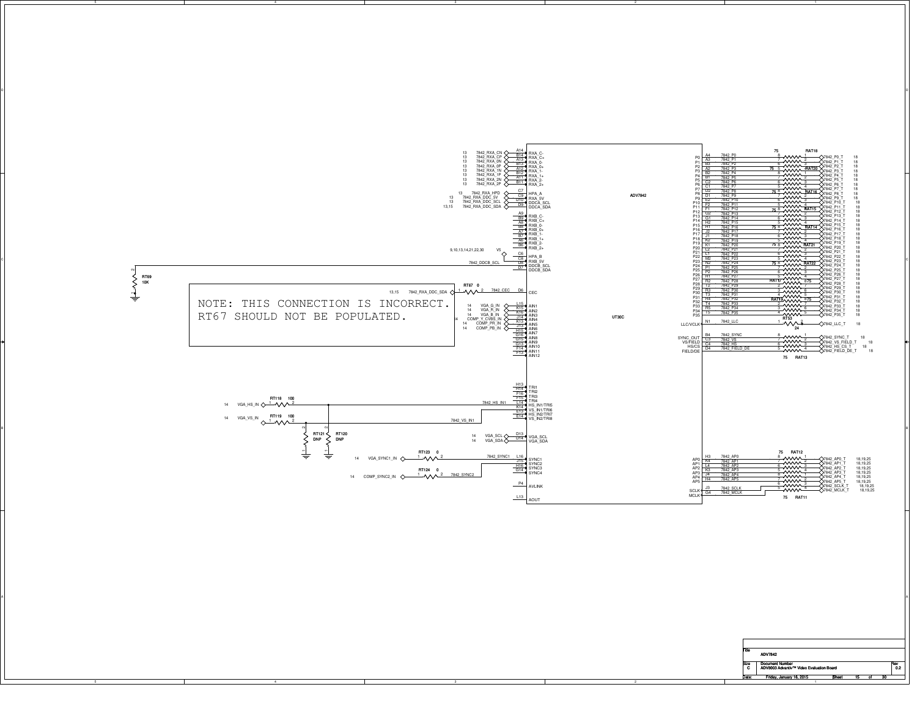NOTE: THIS CONNECTION IS INCORRECT.
RT67 SHOULD NOT BE POPULATED.

ADV7842

UT30C

| Pin | Signal | Net | Sheet |
|---|---|---|---|
| A14 | RXA_C- | 7842_RXA_CN | 13 |
| B14 | RXA_C+ | 7842_RXA_CP | 13 |
| A13 | RXA_0- | 7842_RXA_0N | 13 |
| B13 | RXA_0+ | 7842_RXA_0P | 13 |
| A12 | RXA_1- | 7842_RXA_1N | 13 |
| B12 | RXA_1+ | 7842_RXA_1P | 13 |
| A11 | RXA_2- | 7842_RXA_2N | 13 |
| B11 | RXA_2+ | 7842_RXA_2P | 13 |
| C7 | HPA_A | 7842_RXA_HPD | 13 |
| C9 | RXA_5V | 7842_RXA_DDC_5V | 13 |
| D10 | DDCA_SCL | 7842_RXA_DDC_SCL | 13 |
| D9 | DDCA_SDA | 7842_RXA_DDC_SDA | 13,15 |
| A9 | RXB_C- | | |
| B9 | RXB_C+ | | |
| A8 | RXB_0- | | |
| B8 | RXB_0+ | | |
| A7 | RXB_1- | | |
| B7 | RXB_1+ | | |
| A6 | RXB_2- | | |
| B6 | RXB_2+ | | |
| C6 | HPA_B | | |
| C8 | RXB_5V | V5 | 9,10,13,14,21,22,30 |
| D8 | DDCB_SCL | 7842_DDCB_SCL | |
| D7 | DDCB_SDA | | |
| D6 | CEC | 7842_CEC (via RT67 0 from 7842_RXA_DDC_SDA) | 13,15 |
| L15 | AIN1 | VGA_G_IN | 14 |
| K15 | AIN2 | VGA_R_IN | 14 |
| K16 | AIN3 | VGA_B_IN | 14 |
| J14 | AIN4 | COMP_Y_CVBS_IN | 14 |
| K13 | AIN5 | COMP_PR_IN | 14 |
| J13 | AIN6 | COMP_PB_IN | 14 |
| H15 | AIN7 | | |
| G16 | AIN8 | | |
| G15 | AIN9 | | |
| G13 | AIN10 | | |
| F14 | AIN11 | | |
| F13 | AIN12 | | |
| H13 | TRI1 | | |
| H14 | TRI2 | | |
| F16 | TRI3 | | |
| F15 | TRI4 | | |
| L14 | HS_IN1/TRI5 | 7842_HS_IN1 | |
| K14 | VS_IN1/TRI6 | 7842_VS_IN1 | |
| E15 | HS_IN2/TRI7 | | |
| E14 | VS_IN2/TRI8 | | |
| D13 | VGA_SCL | VGA_SCL | 14 |
| D14 | VGA_SDA | VGA_SDA | 14 |
| L16 | SYNC1 | 7842_SYNC1 | |
| J15 | SYNC2 | 7842_SYNC2 | |
| H16 | SYNC3 | | |
| G14 | SYNC4 | | |
| P4 | AVLINK | | |
| L13 | AOUT | | |

RT69 10K (DDCB_SCL pull-down to ground)
RT118 100: VGA_HS_IN (14) → 7842_HS_IN1
RT119 100: VGA_VS_IN (14) → 7842_VS_IN1
RT121 DNP, RT120 DNP (to ground)
RT123 0: VGA_SYNC1_IN (14) → 7842_SYNC1
RT124 0: COMP_SYNC2_IN (14) → 7842_SYNC2

| Pin | Signal | Net | Output Net | Sheet |
|---|---|---|---|---|
| A4 | P0 | 7842_P0 | 7842_P0_T | 18 |
| A3 | P1 | 7842_P1 | 7842_P1_T | 18 |
| B3 | P2 | 7842_P2 | 7842_P2_T | 18 |
| A2 | P3 | 7842_P3 | 7842_P3_T | 18 |
| B2 | P4 | 7842_P4 | 7842_P4_T | 18 |
| B1 | P5 | 7842_P5 | 7842_P5_T | 18 |
| C2 | P6 | 7842_P6 | 7842_P6_T | 18 |
| C1 | P7 | 7842_P7 | 7842_P7_T | 18 |
| D2 | P8 | 7842_P8 | 7842_P8_T | 18 |
| D1 | P9 | 7842_P9 | 7842_P9_T | 18 |
| E2 | P10 | 7842_P10 | 7842_P10_T | 18 |
| F1 | P11 | 7842_P11 | 7842_P11_T | 18 |
| F2 | P12 | 7842_P12 | 7842_P12_T | 18 |
| G2 | P13 | 7842_P13 | 7842_P13_T | 18 |
| G1 | P14 | 7842_P14 | 7842_P14_T | 18 |
| H2 | P15 | 7842_P15 | 7842_P15_T | 18 |
| H1 | P16 | 7842_P16 | 7842_P16_T | 18 |
| J2 | P17 | 7842_P17 | 7842_P17_T | 18 |
| J1 | P18 | 7842_P18 | 7842_P18_T | 18 |
| K2 | P19 | 7842_P19 | 7842_P19_T | 18 |
| K1 | P20 | 7842_P20 | 7842_P20_T | 18 |
| L2 | P21 | 7842_P21 | 7842_P21_T | 18 |
| L1 | P22 | 7842_P22 | 7842_P22_T | 18 |
| M2 | P23 | 7842_P23 | 7842_P23_T | 18 |
| N2 | P24 | 7842_P24 | 7842_P24_T | 18 |
| P1 | P25 | 7842_P25 | 7842_P25_T | 18 |
| P2 | P26 | 7842_P26 | 7842_P26_T | 18 |
| H1 | P27 | 7842_P27 | 7842_P27_T | 18 |
| R2 | P28 | 7842_P28 | 7842_P28_T | 18 |
| T2 | P29 | 7842_P29 | 7842_P29_T | 18 |
| R3 | P30 | 7842_P30 | 7842_P30_T | 18 |
| T3 | P31 | 7842_P31 | 7842_P31_T | 18 |
| R4 | P32 | 7842_P32 | 7842_P32_T | 18 |
| T4 | P33 | 7842_P33 | 7842_P33_T | 18 |
| R5 | P34 | 7842_P34 | 7842_P34_T | 18 |
| T5 | P35 | 7842_P35 | 7842_P35_T | 18 |
| N1 | LLC/VCLK | 7842_LLC | 7842_LLC_T | 18 |
| B4 | SYNC_OUT | 7842_SYNC | 7842_SYNC_T | 18 |
| C3 | VS/FIELD | 7842_VS | 7842_VS_FIELD_T | 18 |
| C4 | HS/CS | 7842_HS | 7842_HS_CS_T | 18 |
| D4 | FIELD/DE | 7842_FIELD_DE | 7842_FIELD_DE_T | 18 |
| H3 | AP0 | 7842_AP0 | 7842_AP0_T | 18,19,25 |
| R4 | AP1 | 7842_AP1 | 7842_AP1_T | 18,19,25 |
| L4 | AP2 | 7842_AP2 | 7842_AP2_T | 18,19,25 |
| K3 | AP3 | 7842_AP3 | 7842_AP3_T | 18,19,25 |
| J4 | AP4 | 7842_AP4 | 7842_AP4_T | 18,19,25 |
| H4 | AP5 | 7842_AP5 | 7842_AP5_T | 18,19,25 |
| J3 | SCLK | 7842_SCLK | 7842_SCLK_T | 18,19,25 |
| G4 | MCLK | 7842_MCLK | 7842_MCLK_T | 18,19,25 |

Resistor arrays (75): RAT18, RAT20, RAT16, RAT15, RAT14, RAT21, RAT22, RAT17, RAT19, RAT13, RAT12, RAT11; RT53 24

| Title | ADV7842 |
|---|---|
| Size | C |
| Document Number | ADV8003 Advantiv™ Video Evaluation Board |
| Rev | 0.2 |
| Date | Friday, January 16, 2015 |
| Sheet | 15 of 30 |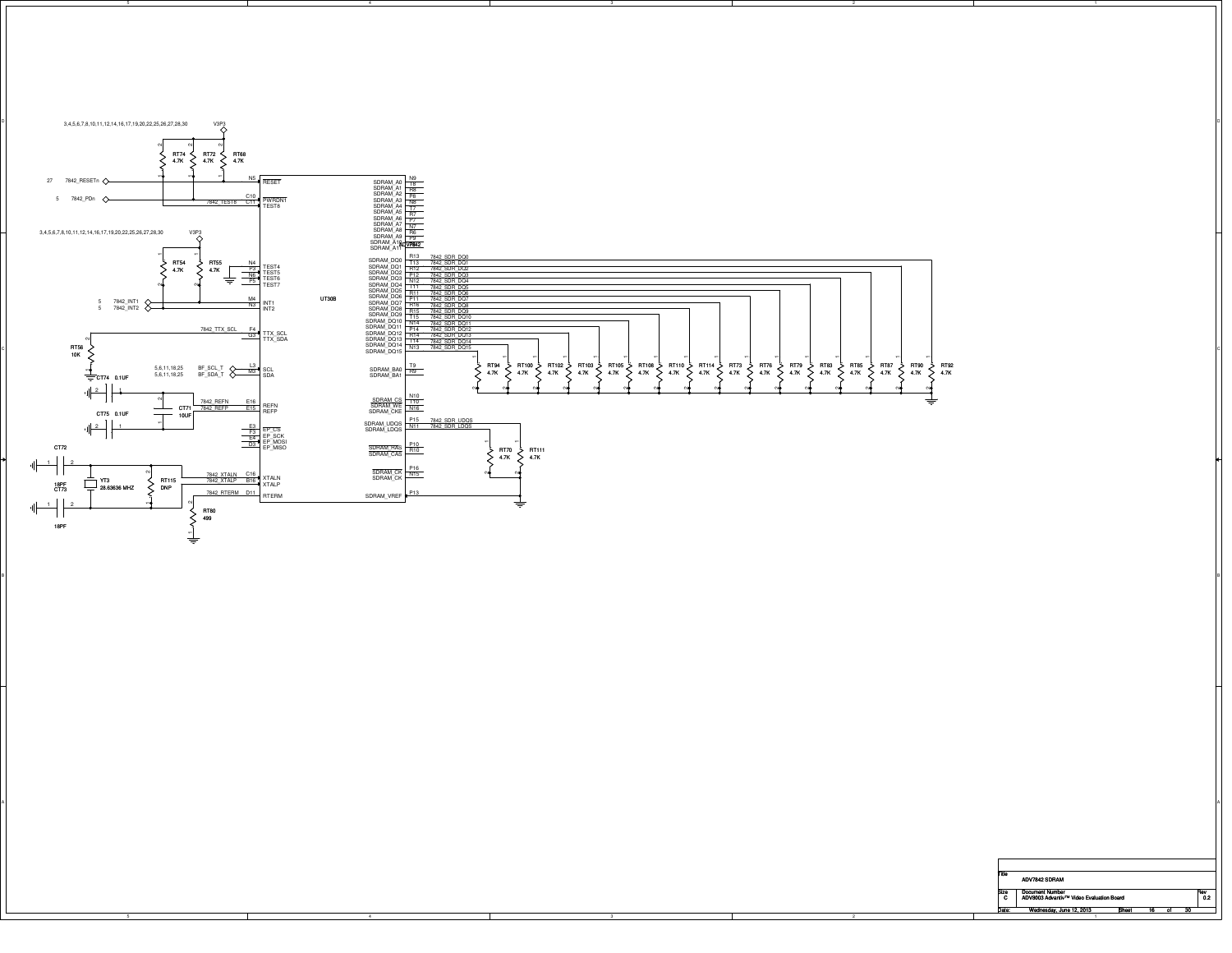## ADV7842 SDRAM

3,4,5,6,7,8,10,11,12,14,16,17,19,20,22,25,26,27,28,30 — V3P3

RT74 4.7K, RT72 4.7K, RT68 4.7K

| Ref | Net | Pin | Signal |
|---|---|---|---|
| 27 | 7842_RESETn | N5 | RESET |
| 5 | 7842_PDn | C10 | PWRDN1 |
| | 7842_TEST8 | C11 | TEST8 |

3,4,5,6,7,8,10,11,12,14,16,17,19,20,22,25,26,27,28,30 — V3P3

RT54 4.7K, RT55 4.7K

| Ref | Net | Pin | Signal |
|---|---|---|---|
| | | N4 | TEST4 |
| | | P3 | TEST5 |
| | | N6 | TEST6 |
| | | P5 | TEST7 |
| 5 | 7842_INT1 | M4 | INT1 |
| 5 | 7842_INT2 | N3 | INT2 |
| | 7842_TTX_SCL | F4 | TTX_SCL |
| | | G3 | TTX_SDA |
| 5,6,11,18,25 | BF_SCL_T | L3 | SCL |
| 5,6,11,18,25 | BF_SDA_T | M3 | SDA |
| | 7842_REFN | E16 | REFN |
| | 7842_REFP | E15 | REFP |
| | | E3 | EP_CS |
| | | F3 | EP_SCK |
| | | E4 | EP_MOSI |
| | | D3 | EP_MISO |
| | 7842_XTALN | C16 | XTALN |
| | 7842_XTALP | B16 | XTALP |
| | 7842_RTERM | D11 | RTERM |

RT56 10K; CT74 0.1UF; CT75 0.1UF; CT71 10UF; CT72 18PF; CT73 18PF; YT3 28.63636 MHZ; RT115 DNP; RT80 499

UT30B — ADV7842

| Signal | Pin | Net |
|---|---|---|
| SDRAM_A0 | N9 | |
| SDRAM_A1 | T8 | |
| SDRAM_A2 | R8 | |
| SDRAM_A3 | P8 | |
| SDRAM_A4 | N8 | |
| SDRAM_A5 | T7 | |
| SDRAM_A6 | R7 | |
| SDRAM_A7 | P7 | |
| SDRAM_A8 | N7 | |
| SDRAM_A9 | R6 | |
| SDRAM_A10 | P9 | |
| SDRAM_A11 | | |
| SDRAM_DQ0 | R13 | 7842_SDR_DQ0 |
| SDRAM_DQ1 | T13 | 7842_SDR_DQ1 |
| SDRAM_DQ2 | R12 | 7842_SDR_DQ2 |
| SDRAM_DQ3 | P12 | 7842_SDR_DQ3 |
| SDRAM_DQ4 | N12 | 7842_SDR_DQ4 |
| SDRAM_DQ5 | T11 | 7842_SDR_DQ5 |
| SDRAM_DQ6 | R11 | 7842_SDR_DQ6 |
| SDRAM_DQ7 | P11 | 7842_SDR_DQ7 |
| SDRAM_DQ8 | R16 | 7842_SDR_DQ8 |
| SDRAM_DQ9 | R15 | 7842_SDR_DQ9 |
| SDRAM_DQ10 | T15 | 7842_SDR_DQ10 |
| SDRAM_DQ11 | N14 | 7842_SDR_DQ11 |
| SDRAM_DQ12 | P14 | 7842_SDR_DQ12 |
| SDRAM_DQ13 | R14 | 7842_SDR_DQ13 |
| SDRAM_DQ14 | T14 | 7842_SDR_DQ14 |
| SDRAM_DQ15 | N13 | 7842_SDR_DQ15 |
| SDRAM_BA0 | T9 | |
| SDRAM_BA1 | R9 | |
| SDRAM_CS | N10 | |
| SDRAM_WE | T10 | |
| SDRAM_CKE | N16 | |
| SDRAM_UDQS | P15 | 7842_SDR_UDQS |
| SDRAM_LDQS | N11 | 7842_SDR_LDQS |
| SDRAM_RAS | P10 | |
| SDRAM_CAS | R10 | |
| SDRAM_CK | P16 | |
| SDRAM_CK | N15 | |
| SDRAM_VREF | P13 | |

RT94 4.7K, RT100 4.7K, RT102 4.7K, RT103 4.7K, RT105 4.7K, RT106 4.7K, RT110 4.7K, RT114 4.7K, RT73 4.7K, RT76 4.7K, RT79 4.7K, RT83 4.7K, RT85 4.7K, RT87 4.7K, RT90 4.7K, RT92 4.7K

RT70 4.7K, RT111 4.7K

| Title | ADV7842 SDRAM | |
|---|---|---|
| Size C | Document Number: ADV8003 Advantiv™ Video Evaluation Board | Rev 0.2 |
| Date: Wednesday, June 12, 2013 | Sheet 16 of 30 | |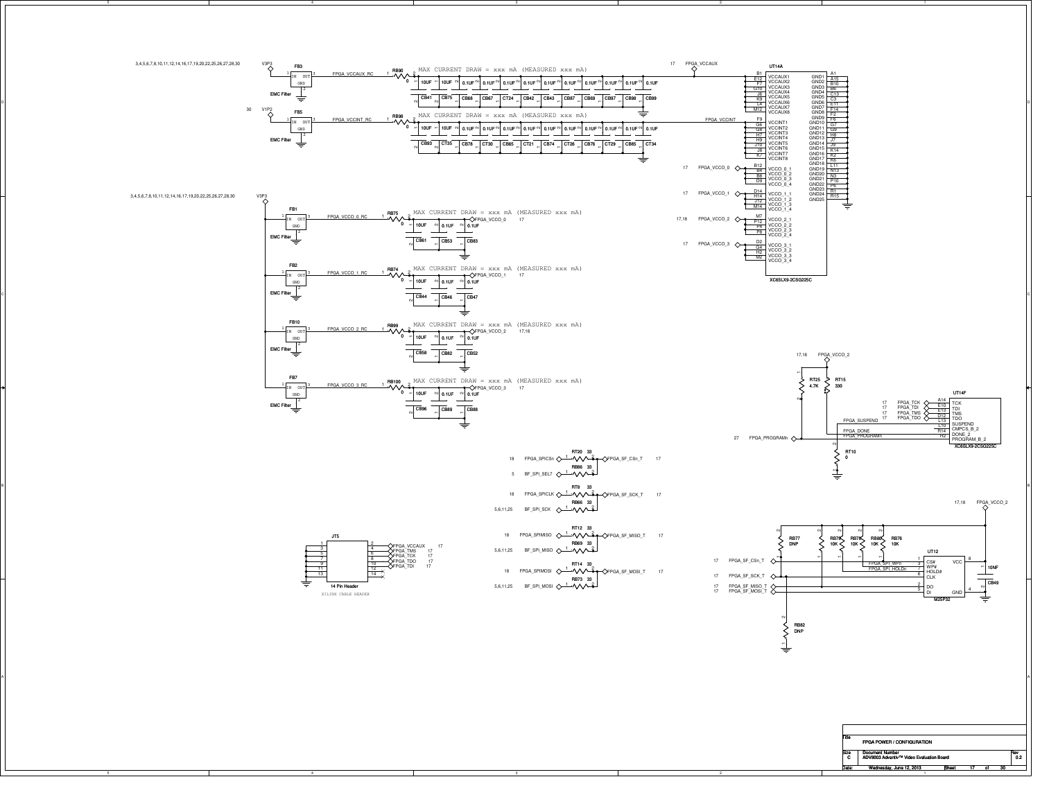# FPGA POWER / CONFIGURATION

ADV8003 Advantiv™ Video Evaluation Board

## FPGA Power

3,4,5,6,7,8,10,11,12,14,16,17,19,20,22,25,26,27,28,30 — V3P3

| Filter | Net | Resistor | Note | Decoupling capacitors |
|---|---|---|---|---|
| FB3 (EMC Filter) | FPGA_VCCAUX_RC | RB90 0 | MAX CURRENT DRAW = xxx mA (MEASURED xxx mA) | 10UF CB41, 10UF CB75, 0.1UF CB68, 0.1UF CB67, 0.1UF CT24, 0.1UF CB42, 0.1UF CB43, 0.1UF CB87, 0.1UF CB69, 0.1UF CB97, 0.1UF CB98, 0.1UF CB99 |
| FB5 (EMC Filter), from V1P2 (30) | FPGA_VCCINT_RC | RB98 0 | MAX CURRENT DRAW = xxx mA (MEASURED xxx mA) | 10UF CB93, 10UF CT35, 0.1UF CB78, 0.1UF CT30, 0.1UF CB65, 0.1UF CT21, 0.1UF CB74, 0.1UF CT26, 0.1UF CB76, 0.1UF CT29, 0.1UF CB85, 0.1UF CT34 |
| FB1 (EMC Filter) | FPGA_VCCO_0_RC | RB75 0 | MAX CURRENT DRAW = xxx mA (MEASURED xxx mA) → FPGA_VCCO_0 (17) | 10UF CB61, 0.1UF CB53, 0.1UF CB83 |
| FB2 (EMC Filter) | FPGA_VCCO_1_RC | RB74 0 | MAX CURRENT DRAW = xxx mA (MEASURED xxx mA) → FPGA_VCCO_1 (17) | 10UF CB44, 0.1UF CB46, 0.1UF CB47 |
| FB10 (EMC Filter) | FPGA_VCCO_2_RC | RB99 0 | MAX CURRENT DRAW = xxx mA (MEASURED xxx mA) → FPGA_VCCO_2 (17,18) | 10UF CB58, 0.1UF CB82, 0.1UF CB52 |
| FB7 (EMC Filter) | FPGA_VCCO_3_RC | RB100 0 | MAX CURRENT DRAW = xxx mA (MEASURED xxx mA) → FPGA_VCCO_3 (17) | 10UF CB96, 0.1UF CB89, 0.1UF CB88 |

### UT14A — XC6SLX9-2CSG225C

| Net | Pins |
|---|---|
| FPGA_VCCAUX (17) | VCCAUX1 B1, VCCAUX2 E12, VCCAUX3 F7, VCCAUX4 G10, VCCAUX5 J6, VCCAUX6 K9, VCCAUX7 L4, VCCAUX8 M12 |
| FPGA_VCCINT | VCCINT1 F9, VCCINT2 G6, VCCINT3 H7, VCCINT4 H9, VCCINT5 J10, VCCINT6 J8, VCCINT7 K7 |
| FPGA_VCCO_0 (17) | VCCO_0_1 B12, VCCO_0_2 B4, VCCO_0_3 B8, VCCO_0_4 D9 |
| FPGA_VCCO_1 (17) | VCCO_1_1 D14, VCCO_1_2 H14, VCCO_1_3 J12, VCCO_1_4 M14 |
| FPGA_VCCO_2 (17,18) | VCCO_2_1 M7, VCCO_2_2 P12, VCCO_2_3 P4, VCCO_2_4 P8 |
| FPGA_VCCO_3 (17) | VCCO_3_1 D2, VCCO_3_2 G4, VCCO_3_3 H2, VCCO_3_4 M2 |
| GND | GND1 A1, GND2 A15, GND3 B10, GND4 B6, GND5 C13, GND6 C3, GND7 E11, GND8 F14, GND9 F2, GND10 F6, GND11 F8, GND12 G7, GND13 G9, GND14 H8, GND15 J7, GND16 J9, GND17 K14, GND18 K2, GND19 K6, GND20 L11, GND21 N13, GND22 N3, GND23 P10, GND24 P6, GND25 R1, R15 |

## FPGA Configuration

### UT14F — XC6SLX9-2CSG225C

| Signal | Pin | Function |
|---|---|---|
| FPGA_TCK (17) | A14 | TCK |
| FPGA_TDI (17) | E10 | TDI |
| FPGA_TMS (17) | E13 | TMS |
| FPGA_TDO (17) | D12 | TDO |
| FPGA_SUSPEND | L13 | SUSPEND |
| FPGA_DONE | L10 | CMPCS_B_2 |
| | R14 | DONE_2 |
| FPGA_PROGRAMn (27) | H2 | PROGRAM_B_2 |

Pull-ups to FPGA_VCCO_2 (17,18): RT25 4.7K, RT15 330. RT10 0 to GND.

### SPI Flash Signal Routing

| Source | Resistor | Destination |
|---|---|---|
| FPGA_SPICSn (18) | RT20 33 | FPGA_SF_CSn_T (17) |
| BF_SPI_SEL7 (5) | RB86 33 | FPGA_SF_CSn_T |
| FPGA_SPICLK (18) | RT8 33 | FPGA_SF_SCK_T (17) |
| BF_SPI_SCK (5,6,11,25) | RB66 33 | FPGA_SF_SCK_T |
| FPGA_SPIMISO (18) | RT12 33 | FPGA_SF_MISO_T (17) |
| BF_SPI_MISO (5,6,11,25) | RB69 33 | FPGA_SF_MISO_T |
| FPGA_SPIMOSI (18) | RT14 33 | FPGA_SF_MOSI_T (17) |
| BF_SPI_MOSI (5,6,11,25) | RB73 33 | FPGA_SF_MOSI_T |

### UT12 — M25P32

| Signal | Pin | Function |
|---|---|---|
| FPGA_SF_CSn_T (17) | 1 | CS# |
| FPGA_SPI_WPn | 3 | WP# |
| FPGA_SPI_HOLDn | 7 | HOLD# |
| FPGA_SF_SCK_T (17) | 6 | CLK |
| FPGA_SF_MISO_T (17) | 2 | DO |
| FPGA_SF_MOSI_T (17) | 5 | DI |
| FPGA_VCCO_2 (17,18) | 8 | VCC |
| GND | 4 | GND |

Pull-ups: RB77 DNP, RB79 10K, RB78 10K, RB80 10K, RB76 10K. RB82 DNP. Decoupling: CB49 10NF.

### JT5 — 14 Pin Header (XILINX CABLE HEADER)

| Pin | Signal |
|---|---|
| 1, 3, 5, 7, 9, 11, 13 | GND |
| 2 | FPGA_VCCAUX (17) |
| 4 | FPGA_TMS (17) |
| 6 | FPGA_TCK (17) |
| 8 | FPGA_TDO (17) |
| 10 | FPGA_TDI (17) |
| 12 | NC |
| 14 | NC |

| Title | FPGA POWER / CONFIGURATION |
|---|---|
| Size | C |
| Document Number | ADV8003 Advantiv™ Video Evaluation Board |
| Rev | 0.2 |
| Date | Wednesday, June 12, 2013 |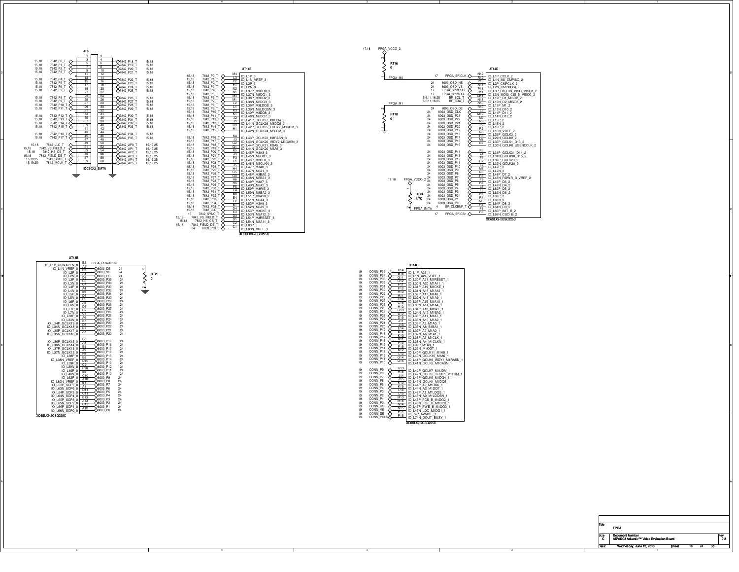# FPGA — ADV8003 Advantiv™ Video Evaluation Board

## JT6 (IDC30X2_SMTA)

| Sheet | Net | Pin | Pin | Net | Sheet |
|---|---|---|---|---|---|
| | | 1 | 2 | | |
| 15,18 | 7842_P0_T | 3 | 4 | 7842_P18_T | 15,18 |
| 15,18 | 7842_P1_T | 5 | 6 | 7842_P19_T | 15,18 |
| 15,18 | 7842_P2_T | 7 | 8 | 7842_P20_T | 15,18 |
| 15,18 | 7842_P3_T | 9 | 10 | 7842_P21_T | 15,18 |
| | | 11 | 12 | | |
| 15,18 | 7842_P4_T | 13 | 14 | 7842_P22_T | 15,18 |
| 15,18 | 7842_P5_T | 15 | 16 | 7842_P23_T | 15,18 |
| 15,18 | 7842_P6_T | 17 | 18 | 7842_P24_T | 15,18 |
| 15,18 | 7842_P7_T | 19 | 20 | 7842_P25_T | 15,18 |
| | | 21 | 22 | | |
| | | 23 | 24 | | |
| 15,18 | 7842_P8_T | 25 | 26 | 7842_P26_T | 15,18 |
| 15,18 | 7842_P9_T | 27 | 28 | 7842_P27_T | 15,18 |
| 15,18 | 7842_P10_T | 29 | 30 | 7842_P28_T | 15,18 |
| 15,18 | 7842_P11_T | 31 | 32 | 7842_P29_T | 15,18 |
| | | 33 | 34 | | |
| 15,18 | 7842_P12_T | 35 | 36 | 7842_P30_T | 15,18 |
| 15,18 | 7842_P13_T | 37 | 38 | 7842_P31_T | 15,18 |
| 15,18 | 7842_P14_T | 39 | 40 | 7842_P32_T | 15,18 |
| 15,18 | 7842_P15_T | 41 | 42 | 7842_P33_T | 15,18 |
| | | 43 | 44 | | |
| 15,18 | 7842_P16_T | 45 | 46 | 7842_P34_T | 15,18 |
| 15,18 | 7842_P17_T | 47 | 48 | 7842_P35_T | 15,18 |
| 15,18 | 7842_LLC_T | 49 | 50 | 7842_AP0_T | 15,19,25 |
| 15,18 | 7842_VS_FIELD_T | 51 | 52 | 7842_AP1_T | 15,19,25 |
| 15,18 | 7842_HS_CS_T | 53 | 54 | 7842_AP2_T | 15,19,25 |
| 15,18 | 7842_FIELD_DE_T | 55 | 56 | 7842_AP3_T | 15,19,25 |
| 15,19,25 | 7842_SCLK_T | 57 | 58 | 7842_AP4_T | 15,19,25 |
| 15,19,25 | 7842_MCLK_T | 59 | 60 | 7842_AP5_T | 15,19,25 |

## UT14E (XC6SLX9-2CSG225C)

| Sheet | Net | Pin | Function |
|---|---|---|---|
| | | M4 | IO_L1P_3 |
| 15,18 | 7842_P0_T | L3 | IO_L1N_VREF_3 |
| 15,18 | 7842_P1_T | P2 | IO_L2P_3 |
| 15,18 | 7842_P2_T | P1 | IO_L2N_3 |
| 15,18 | 7842_P3_T | N2 | IO_L37P_M3DQ0_3 |
| 15,18 | 7842_P4_T | N1 | IO_L37N_M3DQ1_3 |
| 15,18 | 7842_P5_T | M3 | IO_L38P_M3DQ2_3 |
| 15,18 | 7842_P6_T | M1 | IO_L38N_M3DQ3_3 |
| 15,18 | 7842_P7_T | L2 | IO_L39P_M3LDQS_3 |
| 15,18 | 7842_P8_T | L1 | IO_L39N_M3LDQSN_3 |
| 15,18 | 7842_P9_T | K3 | IO_L40P_M3DQ6_3 |
| 15,18 | 7842_P10_T | K1 | IO_L40N_M3DQ7_3 |
| 15,18 | 7842_P11_T | J2 | IO_L41P_GCLK27_M3DQ4_3 |
| 15,18 | 7842_P12_T | J1 | IO_L41N_GCLK26_M3DQ5_3 |
| 15,18 | 7842_P13_T | H3 | IO_L42P_GCLK25_TRDY2_M3UDM_3 |
| 15,18 | 7842_P14_T | H1 | IO_L42N_GCLK24_M3LDM_3 |
| 15,18 | 7842_P15_T | K4 | IO_L43P_GCLK23_M3RASN_3 |
| 15,18 | 7842_P16_T | J3 | IO_L43N_GCLK22_IRDY2_M3CASN_3 |
| 15,18 | 7842_P17_T | G2 | IO_L44P_GCLK21_M3A5_3 |
| 15,18 | 7842_P18_T | G1 | IO_L44N_GCLK20_M3A6_3 |
| 15,18 | 7842_P19_T | K5 | IO_L45P_M3A3_3 |
| 15,18 | 7842_P20_T | J4 | IO_L45N_M3ODT_3 |
| 15,18 | 7842_P21_T | F3 | IO_L46P_M3CLK_3 |
| 15,18 | 7842_P22_T | F1 | IO_L46N_M3CLKN_3 |
| 15,18 | 7842_P23_T | J5 | IO_L47P_M3A0_3 |
| 15,18 | 7842_P24_T | H4 | IO_L47N_M3A1_3 |
| 15,18 | 7842_P25_T | G5 | IO_L48P_M3BA0_3 |
| 15,18 | 7842_P26_T | G3 | IO_L48N_M3BA1_3 |
| 15,18 | 7842_P27_T | H5 | IO_L49P_M3A7_3 |
| 15,18 | 7842_P28_T | H6 | IO_L49N_M3A2_3 |
| 15,18 | 7842_P29_T | F5 | IO_L50P_M3WE_3 |
| 15,18 | 7842_P30_T | F4 | IO_L50N_M3BA2_3 |
| 15,18 | 7842_P31_T | E5 | IO_L51P_M3A10_3 |
| 15,18 | 7842_P32_T | E4 | IO_L51N_M3A4_3 |
| 15,18 | 7842_P33_T | E2 | IO_L52P_M3A8_3 |
| 15,18 | 7842_P34_T | E1 | IO_L52N_M3A9_3 |
| 15,18 | 7842_P35_T | D4 | IO_L53P_M3CKE_3 |
| 15,18 | 7842_LLC_T | E3 | IO_L53N_M3A12_3 |
| 15 | 7842_SYNC_T | D3 | IO_L54P_M3RESET_3 |
| 15,18 | 7842_VS_FIELD_T | D1 | IO_L54N_M3A11_3 |
| 15,18 | 7842_HS_CS_T | C2 | IO_L83P_3 |
| 15,18 | 7842_FIELD_DE_T | C1 | IO_L83N_VREF_3 |
| 24 | 8003_PCLK | | |

## UT14D (XC6SLX9-2CSG225C)

FPGA_VCCO_2 (17,18) — RT16 0 — FPGA_M0; RT18 0 — FPGA_M1 to GND; RT24 4.7K — FPGA_INITn (FPGA_VCCO_2, 17,18)

| Sheet | Net | Pin | Function |
|---|---|---|---|
| 17 | FPGA_SPICLK | N12 | IO_L1P_CCLK_2 |
| | FPGA_M0 | R12 | IO_L1N_M0_CMPISO_2 |
| 24 | 8003_OSD_HS | P13 | IO_L2P_CMPCLK_2 |
| 24 | 8003_OSD_VS | R13 | IO_L2N_CMPMOSI_2 |
| 17 | FPGA_SPIMISO | P11 | IO_L3P_D0_DIN_MISO_MISO1_2 |
| 17 | FPGA_SPIMOSI | R11 | IO_L3N_MOSI_CSI_B_MISO0_2 |
| 5,6,11,16,25 | BF_SCL_T | M11 | IO_L12P_D1_MISO2_2 |
| 5,6,11,16,25 | BF_SDA_T | N11 | IO_L12N_D2_MISO3_2 |
| | FPGA_M1 | N10 | IO_L13P_M1_2 |
| 24 | 8003_OSD_DE | R10 | IO_L13N_D10_2 |
| 24 | 8003_OSD_CLK | L9 | IO_L14P_D11_2 |
| 24 | 8003_OSD_P23 | M10 | IO_L14N_D12_2 |
| 24 | 8003_OSD_P22 | M9 | IO_L15P_2 |
| 24 | 8003_OSD_P21 | N9 | IO_L15N_2 |
| 24 | 8003_OSD_P20 | P9 | IO_L16P_2 |
| 24 | 8003_OSD_P19 | R9 | IO_L16N_VREF_2 |
| 24 | 8003_OSD_P18 | N8 | IO_L29P_GCLK3_2 |
| 24 | 8003_OSD_P17 | R8 | IO_L29N_GCLK2_2 |
| 24 | 8003_OSD_P16 | M8 | IO_L30P_GCLK1_D13_2 |
| 24 | 8003_OSD_P15 | N7 | IO_L30N_GCLK0_USERCCLK_2 |
| | | K8 | IO_L31P_GCLK31_D14_2 |
| 24 | 8003_OSD_P14 | L8 | IO_L31N_GCLK30_D15_2 |
| 24 | 8003_OSD_P13 | P7 | IO_L32P_GCLK29_2 |
| 24 | 8003_OSD_P12 | R7 | IO_L32N_GCLK28_2 |
| 24 | 8003_OSD_P11 | L7 | IO_L47P_2 |
| 24 | 8003_OSD_P10 | M6 | IO_L47N_2 |
| 24 | 8003_OSD_P9 | N6 | IO_L48P_D7_2 |
| 24 | 8003_OSD_P8 | P6 | IO_L48N_RDWR_B_VREF_2 |
| 24 | 8003_OSD_P7 | R6 | IO_L49P_D3_2 |
| 24 | 8003_OSD_P6 | P5 | IO_L49N_D4_2 |
| 24 | 8003_OSD_P5 | R5 | IO_L62P_D5_2 |
| 24 | 8003_OSD_P4 | L5 | IO_L62N_D6_2 |
| 24 | 8003_OSD_P3 | L4 | IO_L63P_2 |
| 24 | 8003_OSD_P2 | N4 | IO_L63N_2 |
| 24 | 8003_OSD_P1 | R4 | IO_L64P_D8_2 |
| 24 | 8003_OSD_P0 | M5 | IO_L64N_D9_2 |
| 4 | BF_CLKBUF_T | N5 | IO_L65P_INIT_B_2 |
| | FPGA_INITn | P3 | IO_L65N_CSO_B_2 |
| 17 | FPGA_SPICSn | R3 | |

## UT14B (XC6SLX9-2CSG225C)

FPGA_HSWAPEN — RT23 0 to GND

| Function | Pin | Net | Sheet |
|---|---|---|---|
| IO_L1P_HSWAPEN_0 | B2 | FPGA_HSWAPEN | |
| IO_L1N_VREF_0 | A2 | 8003_DE | 24 |
| IO_L2P_0 | B3 | 8003_VS | 24 |
| IO_L2N_0 | A3 | 8003_HS | 24 |
| IO_L3P_0 | D5 | 8003_P35 | 24 |
| IO_L3N_0 | C5 | 8003_P34 | 24 |
| IO_L4P_0 | C4 | 8003_P33 | 24 |
| IO_L4N_0 | A4 | 8003_P32 | 24 |
| IO_L5P_0 | E6 | 8003_P31 | 24 |
| IO_L5N_0 | D6 | 8003_P30 | 24 |
| IO_L6P_0 | B5 | 8003_P29 | 24 |
| IO_L6N_0 | A5 | 8003_P28 | 24 |
| IO_L7P_0 | D7 | 8003_P27 | 24 |
| IO_L7N_0 | C7 | 8003_P26 | 24 |
| IO_L33P_0 | C6 | 8003_P25 | 24 |
| IO_L33N_0 | A6 | 8003_P24 | 24 |
| IO_L34P_GCLK19_0 | E7 | 8003_P23 | 24 |
| IO_L34N_GCLK18_0 | D8 | 8003_P22 | 24 |
| IO_L35P_GCLK17_0 | B7 | 8003_P21 | 24 |
| IO_L35N_GCLK16_0 | A7 | 8003_P20 | 24 |
| IO_L36P_GCLK15_0 | C8 | 8003_P19 | 24 |
| IO_L36N_GCLK14_0 | A8 | 8003_P18 | 24 |
| IO_L37P_GCLK13_0 | B9 | 8003_P17 | 24 |
| IO_L37N_GCLK12_0 | A9 | 8003_P16 | 24 |
| IO_L38P_0 | F8 | 8003_P15 | 24 |
| IO_L38N_VREF_0 | E8 | 8003_P14 | 24 |
| IO_L39P_0 | D10 | 8003_P13 | 24 |
| IO_L39N_0 | C9 | 8003_P12 | 24 |
| IO_L40P_0 | F10 | 8003_P11 | 24 |
| IO_L40N_0 | E9 | 8003_P10 | 24 |
| IO_L62P_0 | C10 | 8003_P9 | 24 |
| IO_L62N_VREF_0 | A10 | 8003_P8 | 24 |
| IO_L63P_SCP7_0 | B11 | 8003_P7 | 24 |
| IO_L63N_SCP6_0 | A11 | 8003_P6 | 24 |
| IO_L64P_SCP5_0 | D11 | 8003_P5 | 24 |
| IO_L64N_SCP4_0 | C11 | 8003_P4 | 24 |
| IO_L65P_SCP3_0 | B13 | 8003_P3 | 24 |
| IO_L65N_SCP2_0 | A13 | 8003_P2 | 24 |
| IO_L66P_SCP1_0 | C12 | 8003_P1 | 24 |
| IO_L66N_SCP0_0 | A12 | 8003_P0 | 24 |

## UT14C (XC6SLX9-2CSG225C)

| Sheet | Net | Pin | Function |
|---|---|---|---|
| 19 | CONN_P35 | B14 | IO_L1P_A25_1 |
| 19 | CONN_P34 | B15 | IO_L1N_A24_VREF_1 |
| 19 | CONN_P33 | G11 | IO_L30P_A21_M1RESET_1 |
| 19 | CONN_P32 | F11 | IO_L30N_A20_M1A11_1 |
| 19 | CONN_P31 | F12 | IO_L31P_A19_M1CKE_1 |
| 19 | CONN_P30 | H10 | IO_L31N_A18_M1A12_1 |
| 19 | CONN_P29 | H11 | IO_L32P_A17_M1A8_1 |
| 19 | CONN_P28 | C14 | IO_L32N_A16_M1A9_1 |
| 19 | CONN_P27 | C15 | IO_L33P_A15_M1A10_1 |
| 19 | CONN_P26 | H12 | IO_L33N_A14_M1A4_1 |
| 19 | CONN_P25 | G13 | IO_L34P_A13_M1WE_1 |
| 19 | CONN_P24 | D13 | IO_L34N_A12_M1BA2_1 |
| 19 | CONN_P23 | D15 | IO_L35P_A11_M1A7_1 |
| 19 | CONN_P22 | J11 | IO_L35N_A10_M1A2_1 |
| 19 | CONN_P21 | J13 | IO_L36P_A9_M1A0_1 |
| 19 | CONN_P20 | E14 | IO_L36N_A8_M1BA1_1 |
| 19 | CONN_P19 | E15 | IO_L37P_A7_M1A0_1 |
| 19 | CONN_P18 | K10 | IO_L37N_A6_M1A1_1 |
| 19 | CONN_P17 | K11 | IO_L38P_A5_M1CLK_1 |
| 19 | CONN_P16 | F13 | IO_L38N_A4_M1CLKN_1 |
| 19 | CONN_P15 | F15 | IO_L39P_M1A3_1 |
| 19 | CONN_P14 | K12 | IO_L39N_M1ODT_1 |
| 19 | CONN_P13 | L12 | IO_L40P_GCLK11_M1A5_1 |
| 19 | CONN_P12 | G14 | IO_L40N_GCLK10_M1A6_1 |
| 19 | CONN_P11 | G15 | IO_L41P_GCLK9_IRDY1_M1RASN_1 |
| 19 | CONN_P10 | | IO_L41N_GCLK8_M1CASN_1 |
| 19 | CONN_P9 | H13 | IO_L42P_GCLK7_M1UDM_1 |
| 19 | CONN_P8 | H15 | IO_L42N_GCLK6_TRDY1_M1LDM_1 |
| 19 | CONN_P7 | J14 | IO_L43P_GCLK5_M1DQ4_1 |
| 19 | CONN_P6 | J15 | IO_L43N_GCLK4_M1DQ5_1 |
| 19 | CONN_P5 | K13 | IO_L44P_A3_M1DQ6_1 |
| 19 | CONN_P4 | K15 | IO_L44N_A2_M1DQ7_1 |
| 19 | CONN_P3 | L14 | IO_L45P_A1_M1LDQS_1 |
| 19 | CONN_P2 | L15 | IO_L45N_A0_M1LDQSN_1 |
| 19 | CONN_P1 | M13 | IO_L46P_FCS_B_M1DQ2_1 |
| 19 | CONN_P0 | M15 | IO_L46N_FOE_B_M1DQ3_1 |
| 19 | CONN_HS | N14 | IO_L47P_FWE_B_M1DQ0_1 |
| 19 | CONN_VS | N15 | IO_L47N_LDC_M1DQ1_1 |
| 19 | CONN_DE | P14 | IO_74P_AWAKE_1 |
| 19 | CONN_PCLK | P15 | IO_L74N_DOUT_BUSY_1 |

| Title | FPGA | |
|---|---|---|
| Size C | Document Number: ADV8003 Advantiv™ Video Evaluation Board | Rev 0.2 |
| Date: Wednesday, June 12, 2013 | Sheet 18 of 30 | |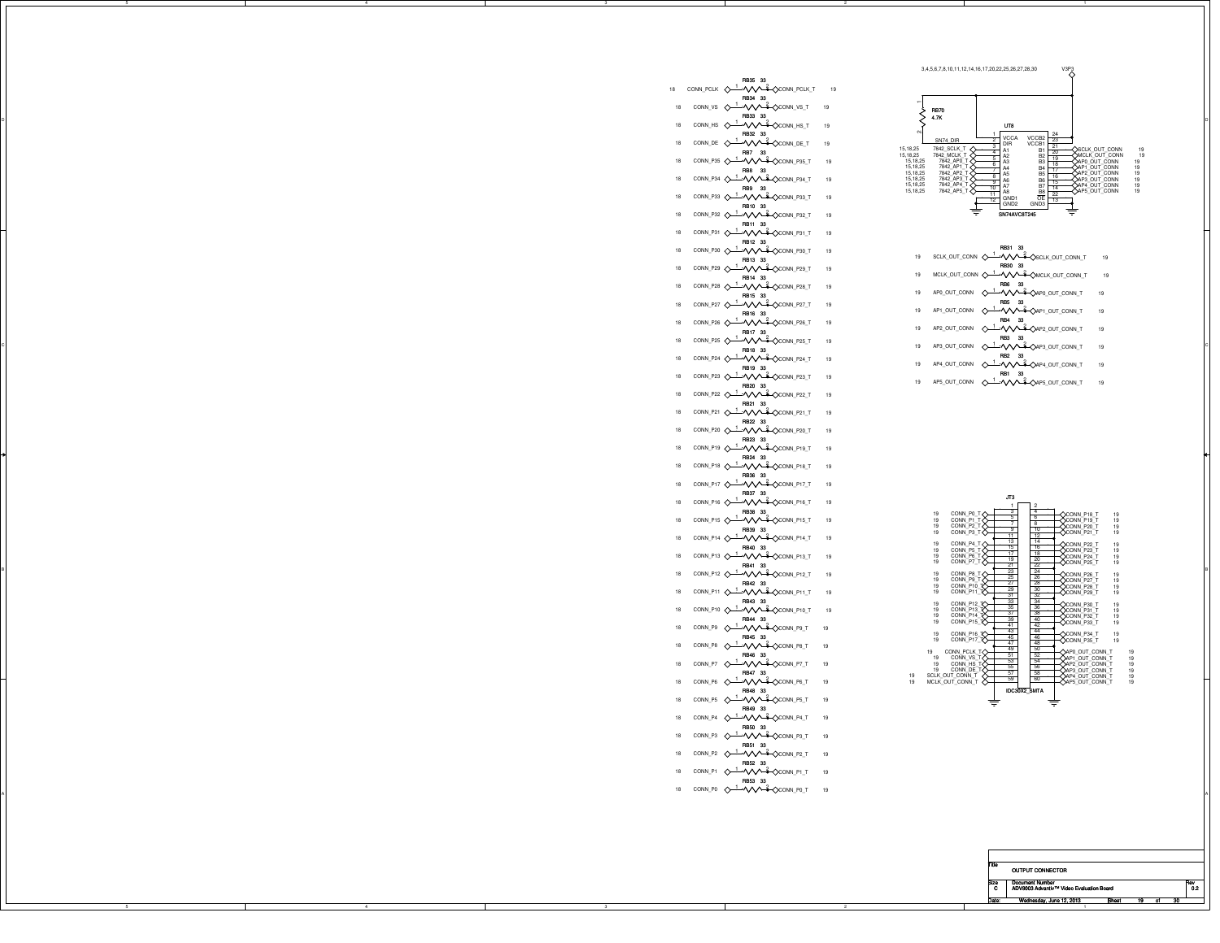# OUTPUT CONNECTOR

## Series resistors (33 Ω)

| Ref | Value | Pin 1 Net (page) | Pin 2 Net (page) |
|---|---|---|---|
| RB35 | 33 | CONN_PCLK (18) | CONN_PCLK_T (19) |
| RB34 | 33 | CONN_VS (18) | CONN_VS_T (19) |
| RB33 | 33 | CONN_HS (18) | CONN_HS_T (19) |
| RB32 | 33 | CONN_DE (18) | CONN_DE_T (19) |
| RB7 | 33 | CONN_P35 (18) | CONN_P35_T (19) |
| RB8 | 33 | CONN_P34 (18) | CONN_P34_T (19) |
| RB9 | 33 | CONN_P33 (18) | CONN_P33_T (19) |
| RB10 | 33 | CONN_P32 (18) | CONN_P32_T (19) |
| RB11 | 33 | CONN_P31 (18) | CONN_P31_T (19) |
| RB12 | 33 | CONN_P30 (18) | CONN_P30_T (19) |
| RB13 | 33 | CONN_P29 (18) | CONN_P29_T (19) |
| RB14 | 33 | CONN_P28 (18) | CONN_P28_T (19) |
| RB15 | 33 | CONN_P27 (18) | CONN_P27_T (19) |
| RB16 | 33 | CONN_P26 (18) | CONN_P26_T (19) |
| RB17 | 33 | CONN_P25 (18) | CONN_P25_T (19) |
| RB18 | 33 | CONN_P24 (18) | CONN_P24_T (19) |
| RB19 | 33 | CONN_P23 (18) | CONN_P23_T (19) |
| RB20 | 33 | CONN_P22 (18) | CONN_P22_T (19) |
| RB21 | 33 | CONN_P21 (18) | CONN_P21_T (19) |
| RB22 | 33 | CONN_P20 (18) | CONN_P20_T (19) |
| RB23 | 33 | CONN_P19 (18) | CONN_P19_T (19) |
| RB24 | 33 | CONN_P18 (18) | CONN_P18_T (19) |
| RB36 | 33 | CONN_P17 (18) | CONN_P17_T (19) |
| RB37 | 33 | CONN_P16 (18) | CONN_P16_T (19) |
| RB38 | 33 | CONN_P15 (18) | CONN_P15_T (19) |
| RB39 | 33 | CONN_P14 (18) | CONN_P14_T (19) |
| RB40 | 33 | CONN_P13 (18) | CONN_P13_T (19) |
| RB41 | 33 | CONN_P12 (18) | CONN_P12_T (19) |
| RB42 | 33 | CONN_P11 (18) | CONN_P11_T (19) |
| RB43 | 33 | CONN_P10 (18) | CONN_P10_T (19) |
| RB44 | 33 | CONN_P9 (18) | CONN_P9_T (19) |
| RB45 | 33 | CONN_P8 (18) | CONN_P8_T (19) |
| RB46 | 33 | CONN_P7 (18) | CONN_P7_T (19) |
| RB47 | 33 | CONN_P6 (18) | CONN_P6_T (19) |
| RB48 | 33 | CONN_P5 (18) | CONN_P5_T (19) |
| RB49 | 33 | CONN_P4 (18) | CONN_P4_T (19) |
| RB50 | 33 | CONN_P3 (18) | CONN_P3_T (19) |
| RB51 | 33 | CONN_P2 (18) | CONN_P2_T (19) |
| RB52 | 33 | CONN_P1 (18) | CONN_P1_T (19) |
| RB53 | 33 | CONN_P0 (18) | CONN_P0_T (19) |
| RB31 | 33 | SCLK_OUT_CONN (19) | SCLK_OUT_CONN_T (19) |
| RB30 | 33 | MCLK_OUT_CONN (19) | MCLK_OUT_CONN_T (19) |
| RB6 | 33 | AP0_OUT_CONN (19) | AP0_OUT_CONN_T (19) |
| RB5 | 33 | AP1_OUT_CONN (19) | AP1_OUT_CONN_T (19) |
| RB4 | 33 | AP2_OUT_CONN (19) | AP2_OUT_CONN_T (19) |
| RB3 | 33 | AP3_OUT_CONN (19) | AP3_OUT_CONN_T (19) |
| RB2 | 33 | AP4_OUT_CONN (19) | AP4_OUT_CONN_T (19) |
| RB1 | 33 | AP5_OUT_CONN (19) | AP5_OUT_CONN_T (19) |

## UT8 – SN74AVC8T245

V3P3 (3,4,5,6,7,8,10,11,12,14,16,17,20,22,25,26,27,28,30)

RB70 4.7K pull-up on SN74_DIR.

| Pin | Name | Net (page) |
|---|---|---|
| 1 | VCCA | V3P3 |
| 2 | DIR | SN74_DIR |
| 3 | A1 | 7842_SCLK_T (15,18,25) |
| 4 | A2 | 7842_MCLK_T (15,18,25) |
| 5 | A3 | 7842_AP0_T (15,18,25) |
| 6 | A4 | 7842_AP1_T (15,18,25) |
| 7 | A5 | 7842_AP2_T (15,18,25) |
| 8 | A6 | 7842_AP3_T (15,18,25) |
| 9 | A7 | 7842_AP4_T (15,18,25) |
| 10 | A8 | 7842_AP5_T (15,18,25) |
| 11 | GND1 | GND |
| 12 | GND2 | GND |
| 13 | GND3 | GND |
| 14 | B8 | AP5_OUT_CONN (19) |
| 15 | B7 | AP4_OUT_CONN (19) |
| 16 | B6 | AP3_OUT_CONN (19) |
| 17 | B5 | AP2_OUT_CONN (19) |
| 18 | B4 | AP1_OUT_CONN (19) |
| 19 | B3 | AP0_OUT_CONN (19) |
| 20 | B2 | MCLK_OUT_CONN (19) |
| 21 | B1 | SCLK_OUT_CONN (19) |
| 22 | OE | GND |
| 23 | VCCB1 | V3P3 |
| 24 | VCCB2 | V3P3 |

## JT3 – IDC30X2_SMTA

| Net (odd pin) | Pin | Pin | Net (even pin) |
|---|---|---|---|
| | 1 | 2 | |
| CONN_P0_T | 3 | 4 | CONN_P18_T |
| CONN_P1_T | 5 | 6 | CONN_P19_T |
| CONN_P2_T | 7 | 8 | CONN_P20_T |
| CONN_P3_T | 9 | 10 | CONN_P21_T |
| | 11 | 12 | |
| CONN_P4_T | 13 | 14 | CONN_P22_T |
| CONN_P5_T | 15 | 16 | CONN_P23_T |
| CONN_P6_T | 17 | 18 | CONN_P24_T |
| CONN_P7_T | 19 | 20 | CONN_P25_T |
| | 21 | 22 | |
| CONN_P8_T | 23 | 24 | CONN_P26_T |
| CONN_P9_T | 25 | 26 | CONN_P27_T |
| CONN_P10_T | 27 | 28 | CONN_P28_T |
| CONN_P11_T | 29 | 30 | CONN_P29_T |
| | 31 | 32 | |
| | 33 | 34 | CONN_P30_T |
| CONN_P12_T | 35 | 36 | CONN_P31_T |
| CONN_P13_T | 37 | 38 | CONN_P32_T |
| CONN_P14_T | 39 | 40 | CONN_P33_T |
| CONN_P15_T | 41 | 42 | |
| | 43 | 44 | CONN_P34_T |
| CONN_P16_T | 45 | 46 | CONN_P35_T |
| CONN_P17_T | 47 | 48 | |
| | 49 | 50 | |
| CONN_PCLK_T | 51 | 52 | AP0_OUT_CONN_T |
| CONN_VS_T | 53 | 54 | AP1_OUT_CONN_T |
| CONN_HS_T | 55 | 56 | AP2_OUT_CONN_T |
| CONN_DE_T | 57 | 58 | AP3_OUT_CONN_T |
| SCLK_OUT_CONN_T | 59 | 60 | AP4_OUT_CONN_T |
| MCLK_OUT_CONN_T | | | AP5_OUT_CONN_T |

| Title | OUTPUT CONNECTOR |
|---|---|
| Size | C |
| Document Number | ADV8003 Advantiv™ Video Evaluation Board |
| Rev | 0.2 |
| Date | Wednesday, June 12, 2013 |
| Sheet | 19 of 30 |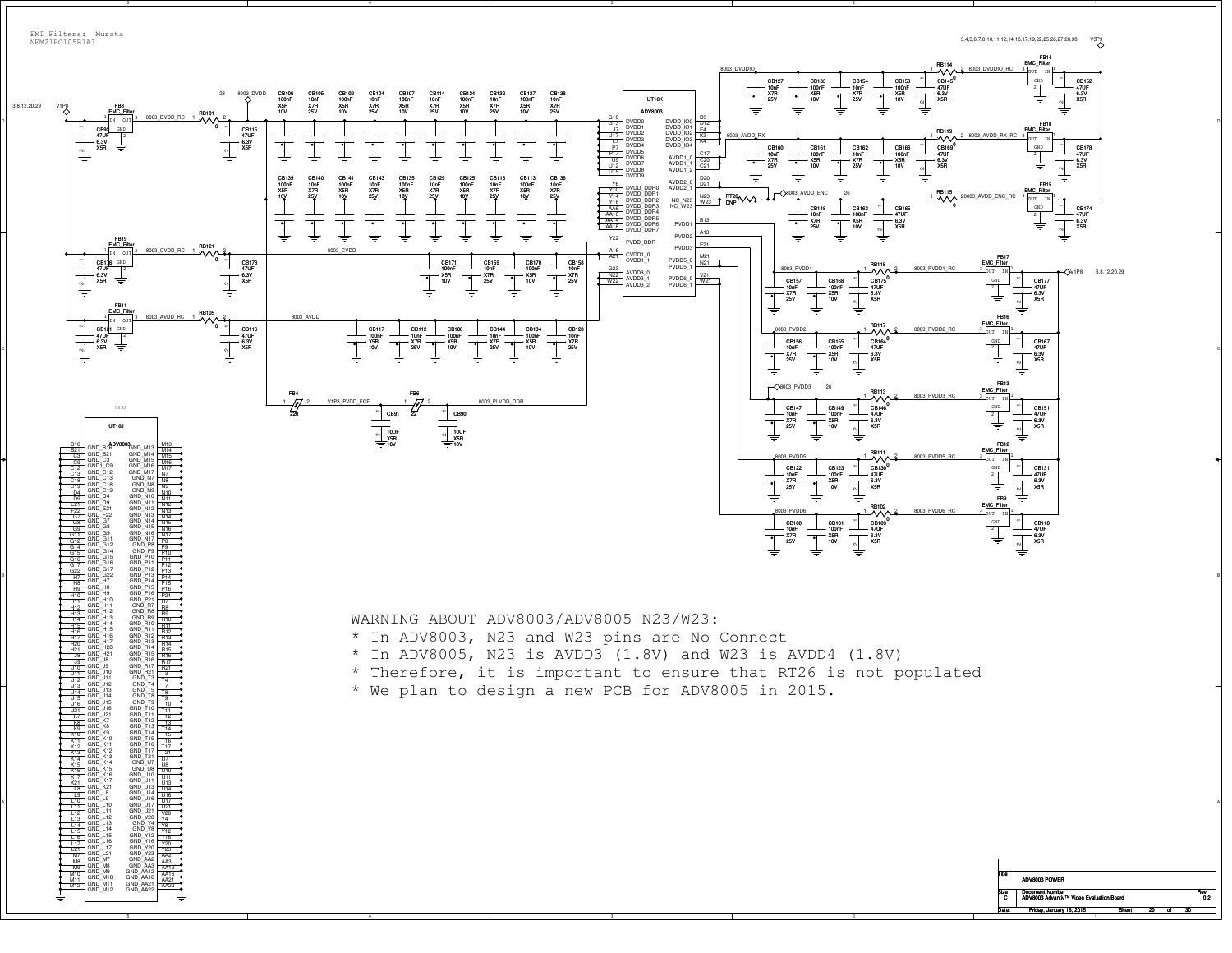EMI Filters: Murata
NFM21PC105B1A3

WARNING ABOUT ADV8003/ADV8005 N23/W23:

* In ADV8003, N23 and W23 pins are No Connect
* In ADV8005, N23 is AVDD3 (1.8V) and W23 is AVDD4 (1.8V)
* Therefore, it is important to ensure that RT26 is not populated
* We plan to design a new PCB for ADV8005 in 2015.

| | |
|---|---|
| Title | ADV8003 POWER |
| Size | C |
| Document Number | ADV8003 Advantiv™ Video Evaluation Board |
| Rev | 0.2 |
| Date: | Friday, January 16, 2015 |
| Sheet | 20 of 30 |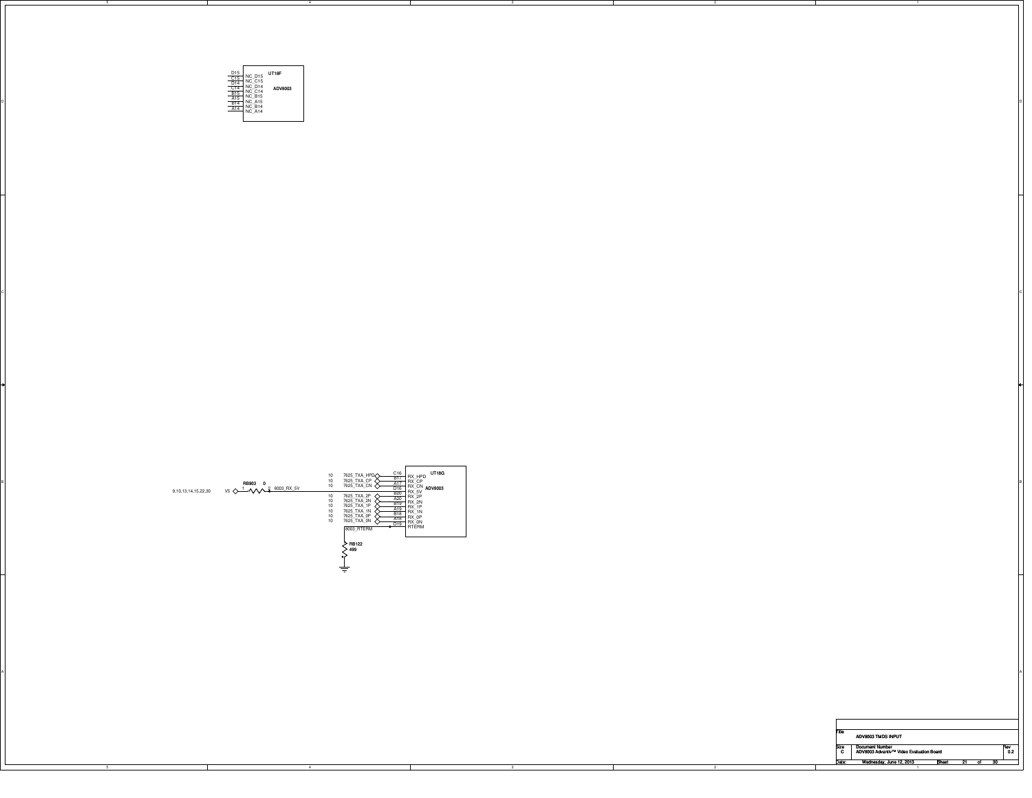**UT18F** — ADV8003

| Pin | Signal |
|---|---|
| D15 | NC_D15 |
| C15 | NC_C15 |
| D14 | NC_D14 |
| C14 | NC_C14 |
| B15 | NC_B15 |
| A15 | NC_A15 |
| B14 | NC_B14 |
| A14 | NC_A14 |

**UT18G** — ADV8003

| Page ref | Net | Pin | Signal |
|---|---|---|---|
| 10 | 7625_TXA_HPD | C16 | RX_HPD |
| 10 | 7625_TXA_CP | B17 | RX_CP |
| 10 | 7625_TXA_CN | A17 | RX_CN |
| 9,10,13,14,15,22,30 | V5 → RB903 (0) → 8003_RX_5V | D16 | RX_5V |
| 10 | 7625_TXA_2P | B20 | RX_2P |
| 10 | 7625_TXA_2N | A20 | RX_2N |
| 10 | 7625_TXA_1P | B19 | RX_1P |
| 10 | 7625_TXA_1N | A19 | RX_1N |
| 10 | 7625_TXA_0P | B18 | RX_0P |
| 10 | 7625_TXA_0N | A18 | RX_0N |
| | 8003_RTERM → RB122 (499) → GND | D19 | RTERM |

| Title | ADV8003 TMDS INPUT |
|---|---|
| Size | C |
| Document Number | ADV8003 Advantiv™ Video Evaluation Board |
| Rev | 0.2 |
| Date | Wednesday, June 12, 2013 |
| Sheet | 21 of 30 |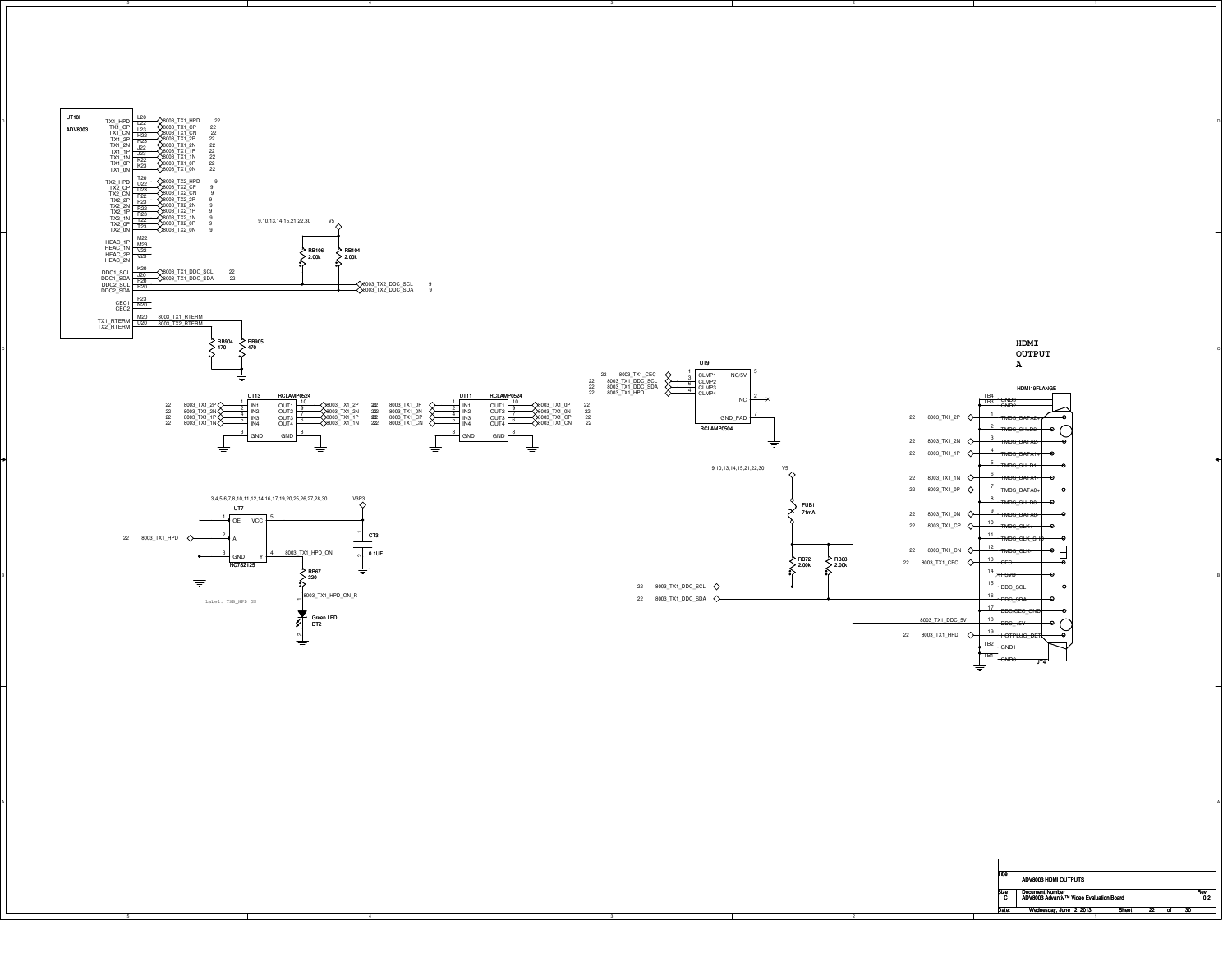# HDMI OUTPUT A

**UT18I** — ADV8003

| Signal | Pin | Net | Sheet |
|---|---|---|---|
| TX1_HPD | L20 | 8003_TX1_HPD | 22 |
| TX1_CP | L22 | 8003_TX1_CP | 22 |
| TX1_CN | L23 | 8003_TX1_CN | 22 |
| TX1_2P | H22 | 8003_TX1_2P | 22 |
| TX1_2N | H23 | 8003_TX1_2N | 22 |
| TX1_1P | J22 | 8003_TX1_1P | 22 |
| TX1_1N | J23 | 8003_TX1_1N | 22 |
| TX1_0P | K22 | 8003_TX1_0P | 22 |
| TX1_0N | K23 | 8003_TX1_0N | 22 |
| TX2_HPD | T20 | 8003_TX2_HPD | 9 |
| TX2_CP | U22 | 8003_TX2_CP | 9 |
| TX2_CN | U23 | 8003_TX2_CN | 9 |
| TX2_2P | P22 | 8003_TX2_2P | 9 |
| TX2_2N | P23 | 8003_TX2_2N | 9 |
| TX2_1P | R22 | 8003_TX2_1P | 9 |
| TX2_1N | R23 | 8003_TX2_1N | 9 |
| TX2_0P | T22 | 8003_TX2_0P | 9 |
| TX2_0N | T23 | 8003_TX2_0N | 9 |
| HEAC_1P | M22 | | |
| HEAC_1N | M23 | | |
| HEAC_2P | V22 | | |
| HEAC_2N | V23 | | |
| DDC1_SCL | K20 | 8003_TX1_DDC_SCL | 22 |
| DDC1_SDA | J20 | 8003_TX1_DDC_SDA | 22 |
| DDC2_SCL | P20 | 8003_TX2_DDC_SCL | 9 |
| DDC2_SDA | R20 | 8003_TX2_DDC_SDA | 9 |
| CEC1 | F23 | | |
| CEC2 | N20 | | |
| TX1_RTERM | M20 | 8003_TX1_RTERM | |
| TX2_RTERM | U20 | 8003_TX2_RTERM | |

V5 (9,10,13,14,15,21,22,30): RB106 2.00k, RB104 2.00k

RB904 470, RB905 470

**UT13** RCLAMP0524

| Pin | Input | Net | Pin | Output | Net |
|---|---|---|---|---|---|
| 1 | IN1 | 22 8003_TX1_2P | 10 | OUT1 | 8003_TX1_2P 22 |
| 2 | IN2 | 22 8003_TX1_2N | 9 | OUT2 | 8003_TX1_2N 22 |
| 4 | IN3 | 22 8003_TX1_1P | 7 | OUT3 | 8003_TX1_1P 22 |
| 5 | IN4 | 22 8003_TX1_1N | 6 | OUT4 | 8003_TX1_1N 22 |
| 3 | GND | | 8 | GND | |

**UT11** RCLAMP0524

| Pin | Input | Net | Pin | Output | Net |
|---|---|---|---|---|---|
| 1 | IN1 | 22 8003_TX1_0P | 10 | OUT1 | 8003_TX1_0P 22 |
| 2 | IN2 | 22 8003_TX1_0N | 9 | OUT2 | 8003_TX1_0N 22 |
| 4 | IN3 | 22 8003_TX1_CP | 7 | OUT3 | 8003_TX1_CP 22 |
| 5 | IN4 | 22 8003_TX1_CN | 6 | OUT4 | 8003_TX1_CN 22 |
| 3 | GND | | 8 | GND | |

**UT9** RCLAMP0504

| Pin | Signal | Net |
|---|---|---|
| 1 | CLMP1 | 22 8003_TX1_CEC |
| 3 | CLMP2 | 22 8003_TX1_DDC_SCL |
| 6 | CLMP3 | 22 8003_TX1_DDC_SDA |
| 4 | CLMP4 | 22 8003_TX1_HPD |
| 5 | NC/5V | |
| 2 | NC | |
| 7 | GND_PAD | |

**UT7** NC7SZ125 — V3P3 (3,4,5,6,7,8,10,11,12,14,16,17,19,20,25,26,27,28,30)

- Pin 1 OE, Pin 5 VCC, Pin 2 A (22 8003_TX1_HPD), Pin 3 GND, Pin 4 Y (8003_TX1_HPD_ON)
- CT3 0.1UF
- RB67 220 — 8003_TX1_HPD_ON_R
- DT2 Green LED

Label: TXB_HPD ON

V5 (9,10,13,14,15,21,22,30): FUB1 71mA; RB72 2.00k; RB68 2.00k

**JT4** HDMI19FLANGE

| Pin | Signal | Net |
|---|---|---|
| TB4 | GND3 | |
| TB3 | GND2 | |
| 1 | TMDS_DATA2+ | 22 8003_TX1_2P |
| 2 | TMDS_SHLD2 | |
| 3 | TMDS_DATA2- | 22 8003_TX1_2N |
| 4 | TMDS_DATA1+ | 22 8003_TX1_1P |
| 5 | TMDS_SHLD1 | |
| 6 | TMDS_DATA1- | 22 8003_TX1_1N |
| 7 | TMDS_DATA0+ | 22 8003_TX1_0P |
| 8 | TMDS_SHLD0 | |
| 9 | TMDS_DATA0- | 22 8003_TX1_0N |
| 10 | TMDS_CLK+ | 22 8003_TX1_CP |
| 11 | TMDS_CLK_SHD | |
| 12 | TMDS_CLK- | 22 8003_TX1_CN |
| 13 | CEC | 22 8003_TX1_CEC |
| 14 | RSVD | |
| 15 | DDC_SCL | 22 8003_TX1_DDC_SCL |
| 16 | DDC_SDA | 22 8003_TX1_DDC_SDA |
| 17 | DDC/CEC_GND | |
| 18 | DDC_+5V | 8003_TX1_DDC_5V |
| 19 | HOTPLUG_DET | 22 8003_TX1_HPD |
| TB2 | GND1 | |
| TB1 | GND0 | |

| Title | ADV8003 HDMI OUTPUTS |
|---|---|
| Size | C |
| Document Number | ADV8003 Advantiv™ Video Evaluation Board |
| Rev | 0.2 |
| Date | Wednesday, June 12, 2013 |
| Sheet | 22 of 30 |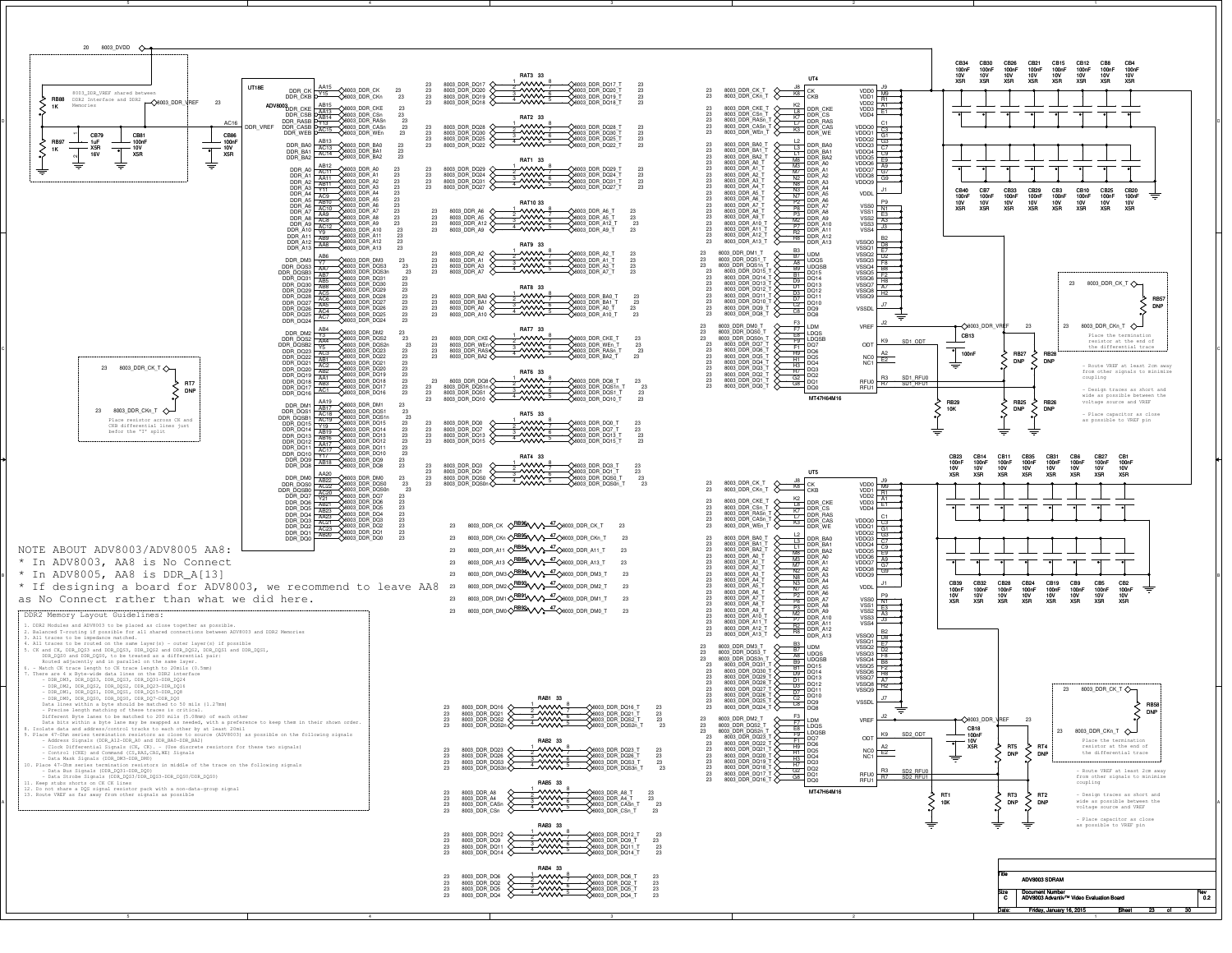NOTE ABOUT ADV8003/ADV8005 AA8:

* In ADV8003, AA8 is No Connect
* In ADV8005, AA8 is DDR_A[13]
* If designing a board for ADV8003, we recommend to leave AA8 as No Connect rather than what we did here.

## DDR2 Memory Layout Guidelines:

1. DDR2 Modules and ADV8003 to be placed as close together as possible.
2. Balanced T-routing if possible for all shared connections between ADV8003 and DDR2 Memories
3. All traces to be impedance matched.
4. All traces to be routed on the same layer(s) - outer layer(s) if possible
5. CK and CK, DDR_DQS3 and DDR_DQS3, DDR_DQS2 and DDR_DQS2, DDR_DQS1 and DDR_DQS1, DDR_DQS0 and DDR_DQS0, to be treated as a differential pair: Routed adjacently and in parallel on the same layer.
6. - Match CK trace length to CK trace length to 20mils (0.5mm)
7. There are 4 x Byte-wide data lanes on the DDR2 interface
   - DDR_DM3, DDR_DQS3, DDR_DQS3, DDR_DQ31-DDR_DQ24
   - DDR_DM2, DDR_DQS2, DDR_DQS2, DDR_DQ23-DDR_DQ16
   - DDR_DM1, DDR_DQS1, DDR_DQS1, DDR_DQ15-DDR_DQ8
   - DDR_DM0, DDR_DQS0, DDR_DQS0, DDR_DQ7-DDR_DQ0

   Data lines within a byte should be matched to 50 mils (1.27mm)
   - Precise length matching of these traces is critical.

   Different Byte lanes to be matched to 200 mils (5.08mm) of each other
   Data bits within a byte lane may be swapped as needed, with a preference to keep them in their shown order.
8. Isolate data and address/control tracks to each other by at least 20mil
9. Place 47-Ohm series termination resistors as close to source (ADV8003) as possible on the following signals
   - Address Signals (DDR_A12-DDR_A0 and DDR_BA0-DDR_BA2)
   - Clock Differential Signals (CK, CK). - (Use discrete resistors for these two signals)
   - Control (CKE) and Command (CS,RAS,CAS,WE) Signals
   - Data Mask Signals (DDR_DM3-DDR_DM0)
10. Place 47-Ohm series termination resistors in middle of the trace on the following signals
    - Data Bus Signals (DDR_DQ31-DDR_DQ0)
    - Data Strobe Signals (DDR_DQS3/DDR_DQS3-DDR_DQS0/DDR_DQS0)
11. Keep stubs short on CK CK lines
12. Do not share a DQS signal resistor pack with a non-data-group signal
13. Route VREF as far away from other signals as possible

8003_DDR_VREF shared between DDR2 Interface and DDR2 Memories

Place resistor across CK and CKB differential lines just before the 'T' split

Place the termination resistor at the end of the differential trace

- Route VREF at least 2cm away from other signals to minimize coupling

- Design traces as short and wide as possible between the voltage source and VREF

- Place capacitor as close as possible to VREF pin

| Title | ADV8003 SDRAM |
|---|---|
| Size | C |
| Document Number | ADV8003 Advantiv™ Video Evaluation Board |
| Rev | 0.2 |
| Date: | Friday, January 16, 2015 |
| Sheet | 23 of 30 |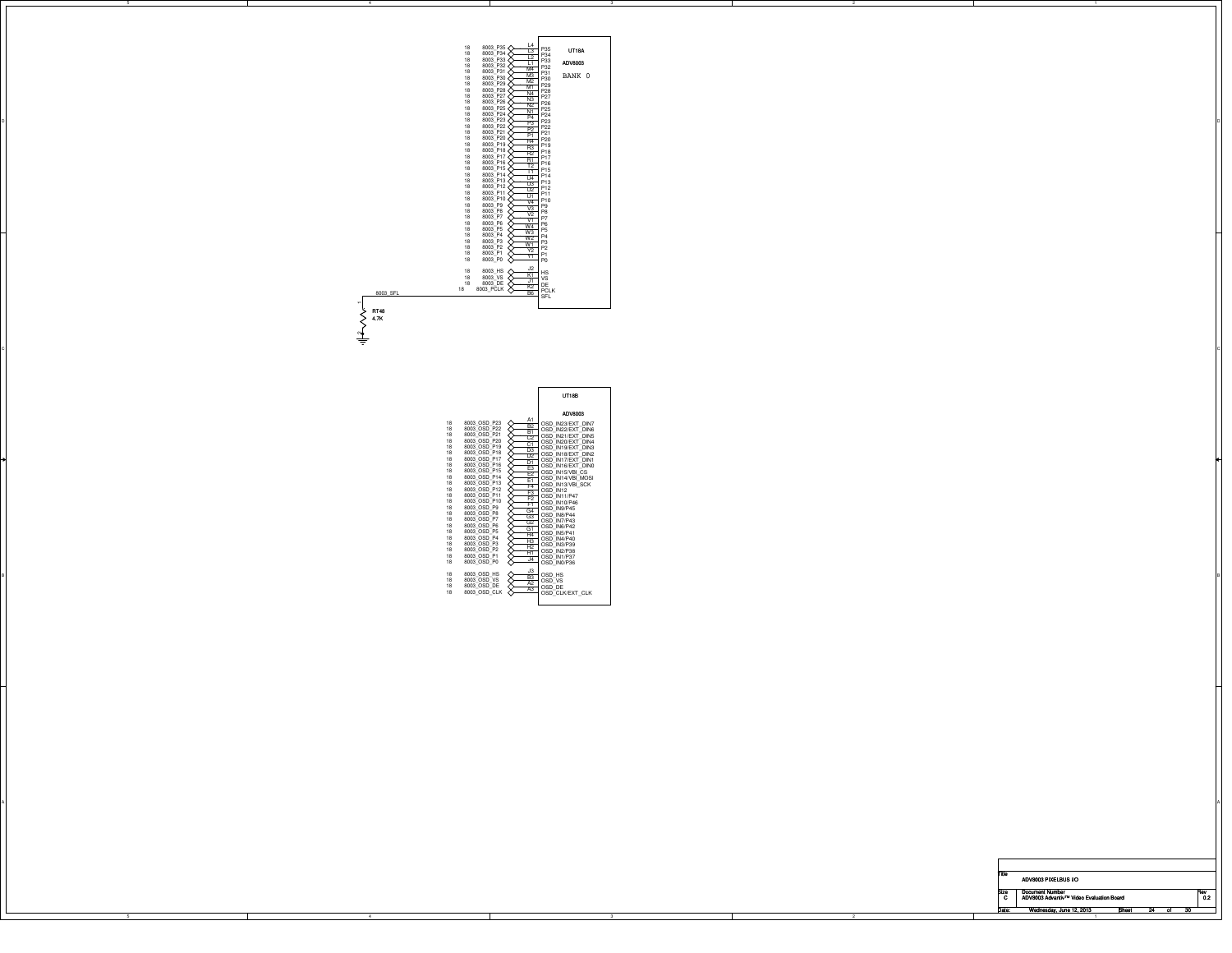## UT18A — ADV8003 — BANK 0

| Sheet | Net | Pin | Signal |
|---|---|---|---|
| 18 | 8003_P35 | L4 | P35 |
| 18 | 8003_P34 | L3 | P34 |
| 18 | 8003_P33 | L2 | P33 |
| 18 | 8003_P32 | L1 | P32 |
| 18 | 8003_P31 | M4 | P31 |
| 18 | 8003_P30 | M3 | P30 |
| 18 | 8003_P29 | M2 | P29 |
| 18 | 8003_P28 | M1 | P28 |
| 18 | 8003_P27 | N4 | P27 |
| 18 | 8003_P26 | N3 | P26 |
| 18 | 8003_P25 | N2 | P25 |
| 18 | 8003_P24 | N1 | P24 |
| 18 | 8003_P23 | P4 | P23 |
| 18 | 8003_P22 | P3 | P22 |
| 18 | 8003_P21 | P2 | P21 |
| 18 | 8003_P20 | P1 | P20 |
| 18 | 8003_P19 | R4 | P19 |
| 18 | 8003_P18 | R3 | P18 |
| 18 | 8003_P17 | R2 | P17 |
| 18 | 8003_P16 | R1 | P16 |
| 18 | 8003_P15 | T2 | P15 |
| 18 | 8003_P14 | T1 | P14 |
| 18 | 8003_P13 | U4 | P13 |
| 18 | 8003_P12 | U3 | P12 |
| 18 | 8003_P11 | U2 | P11 |
| 18 | 8003_P10 | U1 | P10 |
| 18 | 8003_P9 | V4 | P9 |
| 18 | 8003_P8 | V3 | P8 |
| 18 | 8003_P7 | V2 | P7 |
| 18 | 8003_P6 | V1 | P6 |
| 18 | 8003_P5 | W4 | P5 |
| 18 | 8003_P4 | W3 | P4 |
| 18 | 8003_P3 | W2 | P3 |
| 18 | 8003_P2 | W1 | P2 |
| 18 | 8003_P1 | Y2 | P1 |
| 18 | 8003_P0 | Y1 | P0 |
| 18 | 8003_HS | J2 | HS |
| 18 | 8003_VS | K1 | VS |
| 18 | 8003_DE | J1 | DE |
| 18 | 8003_PCLK | K2 | PCLK |
| | 8003_SFL | B6 | SFL |

8003_SFL — RT48 4.7K to GND

## UT18B — ADV8003

| Sheet | Net | Pin | Signal |
|---|---|---|---|
| 18 | 8003_OSD_P23 | A1 | OSD_IN23/EXT_DIN7 |
| 18 | 8003_OSD_P22 | B2 | OSD_IN22/EXT_DIN6 |
| 18 | 8003_OSD_P21 | B1 | OSD_IN21/EXT_DIN5 |
| 18 | 8003_OSD_P20 | C2 | OSD_IN20/EXT_DIN4 |
| 18 | 8003_OSD_P19 | C1 | OSD_IN19/EXT_DIN3 |
| 18 | 8003_OSD_P18 | D3 | OSD_IN18/EXT_DIN2 |
| 18 | 8003_OSD_P17 | D2 | OSD_IN17/EXT_DIN1 |
| 18 | 8003_OSD_P16 | D1 | OSD_IN16/EXT_DIN0 |
| 18 | 8003_OSD_P15 | E3 | OSD_IN15/VBI_CS |
| 18 | 8003_OSD_P14 | E2 | OSD_IN14/VBI_MOSI |
| 18 | 8003_OSD_P13 | E1 | OSD_IN13/VBI_SCK |
| 18 | 8003_OSD_P12 | F4 | OSD_IN12 |
| 18 | 8003_OSD_P11 | F3 | OSD_IN11/P47 |
| 18 | 8003_OSD_P10 | F2 | OSD_IN10/P46 |
| 18 | 8003_OSD_P9 | F1 | OSD_IN9/P45 |
| 18 | 8003_OSD_P8 | G4 | OSD_IN8/P44 |
| 18 | 8003_OSD_P7 | G3 | OSD_IN7/P43 |
| 18 | 8003_OSD_P6 | G2 | OSD_IN6/P42 |
| 18 | 8003_OSD_P5 | G1 | OSD_IN5/P41 |
| 18 | 8003_OSD_P4 | H4 | OSD_IN4/P40 |
| 18 | 8003_OSD_P3 | H3 | OSD_IN3/P39 |
| 18 | 8003_OSD_P2 | H2 | OSD_IN2/P38 |
| 18 | 8003_OSD_P1 | H1 | OSD_IN1/P37 |
| 18 | 8003_OSD_P0 | J4 | OSD_IN0/P36 |
| 18 | 8003_OSD_HS | J3 | OSD_HS |
| 18 | 8003_OSD_VS | B3 | OSD_VS |
| 18 | 8003_OSD_DE | A2 | OSD_DE |
| 18 | 8003_OSD_CLK | A3 | OSD_CLK/EXT_CLK |

| Title | ADV8003 PIXELBUS I/O | |
|---|---|---|
| Size: C | Document Number: ADV8003 Advantiv™ Video Evaluation Board | Rev: 0.2 |
| Date: Wednesday, June 12, 2013 | Sheet 24 of 30 | |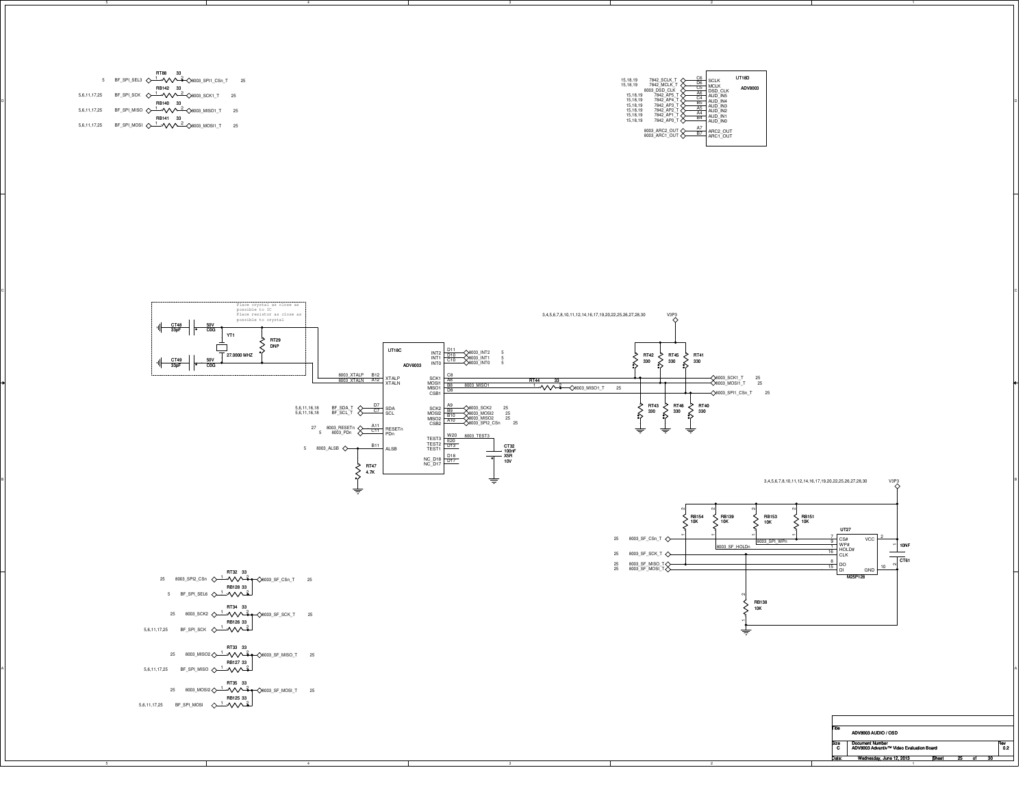Place crystal as close as possible to IC
Place resistor as close as possible to crystal

**UT18C ADV8003**

| Net | Pin | Signal |
|---|---|---|
| 8003_XTALP | B12 | XTALP |
| 8003_XTALN | A12 | XTALN |
| BF_SDA_T | D7 | SDA |
| BF_SCL_T | C7 | SCL |
| 8003_RESETn | A11 | RESETn |
| 8003_PDn | C11 | PDn |
| 8003_ALSB | B11 | ALSB |
| 8003_INT2 | D11 | INT2 |
| 8003_INT1 | D10 | INT1 |
| 8003_INT0 | C10 | INT0 |
| 8003_SCK1_T | C8 | SCK1 |
| 8003_MOSI1_T | A8 | MOSI1 |
| 8003_MISO1 | B8 | MISO1 |
| 8003_SPI1_CSn_T | D8 | CSB1 |
| 8003_SCK2 | A9 | SCK2 |
| 8003_MOSI2 | B9 | MOSI2 |
| 8003_MISO2 | B10 | MISO2 |
| 8003_SPI2_CSn | A10 | CSB2 |
| 8003_TEST3 | W20 | TEST3 |
| | E20 | TEST2 |
| | D13 | TEST1 |
| | D18 | NC_D18 |
| | D17 | NC_D17 |

**UT18D ADV8003**

| Net | Pin | Signal |
|---|---|---|
| 7842_SCLK_T | C6 | SCLK |
| 7842_MCLK_T | D6 | MCLK |
| 8003_DSD_CLK | C5 | DSD_CLK |
| 7842_AP5_T | A6 | AUD_IN5 |
| 7842_AP4_T | C4 | AUD_IN4 |
| 7842_AP3_T | B5 | AUD_IN3 |
| 7842_AP2_T | A5 | AUD_IN2 |
| 7842_AP1_T | A4 | AUD_IN1 |
| 7842_AP0_T | B4 | AUD_IN0 |
| 8003_ARC2_OUT | A7 | ARC2_OUT |
| 8003_ARC1_OUT | B7 | ARC1_OUT |

**UT27 M25P128**

| Net | Pin | Signal |
|---|---|---|
| 8003_SF_CSn_T | 7 | CS# |
| 8003_SPI_WPn | 9 | WP# |
| 8003_SF_HOLDn | 1 | HOLD# |
| 8003_SF_SCK_T | 16 | CLK |
| 8003_SF_MISO_T | 8 | DO |
| 8003_SF_MOSI_T | 15 | DI |
| V3P3 | 2 | VCC |
| GND | 10 | GND |

Components: RT88 33, RB142 33, RB140 33, RB141 33 (BF_SPI_SEL3 → 8003_SPI1_CSn_T, BF_SPI_SCK → 8003_SCK1_T, BF_SPI_MISO → 8003_MISO1_T, BF_SPI_MOSI → 8003_MOSI1_T); CT48 33pF 50V C0G; CT49 33pF 50V C0G; YT1 27.0000 MHZ; RT29 DNP; RT47 4.7K; CT32 100nF X5R 10V; RT44 33; RT42 330, RT45 330, RT41 330, RT43 330, RT46 330, RT40 330; RB154 10K, RB139 10K, RB153 10K, RB151 10K, RB138 10K; CT61 10NF; RT32 33, RB128 33, RT34 33, RB126 33, RT33 33, RB127 33, RT35 33, RB125 33 (8003_SPI2_CSn / BF_SPI_SEL6 → 8003_SF_CSn_T; 8003_SCK2 / BF_SPI_SCK → 8003_SF_SCK_T; 8003_MISO2 / BF_SPI_MISO → 8003_SF_MISO_T; 8003_MOSI2 / BF_SPI_MOSI → 8003_SF_MOSI_T).

V3P3: 3,4,5,6,7,8,10,11,12,14,16,17,19,20,22,25,26,27,28,30

| Title | ADV8003 AUDIO / OSD | |
|---|---|---|
| Size C | Document Number: ADV8003 Advantiv™ Video Evaluation Board | Rev 0.2 |
| Date: Wednesday, June 12, 2013 | Sheet 25 of 30 | |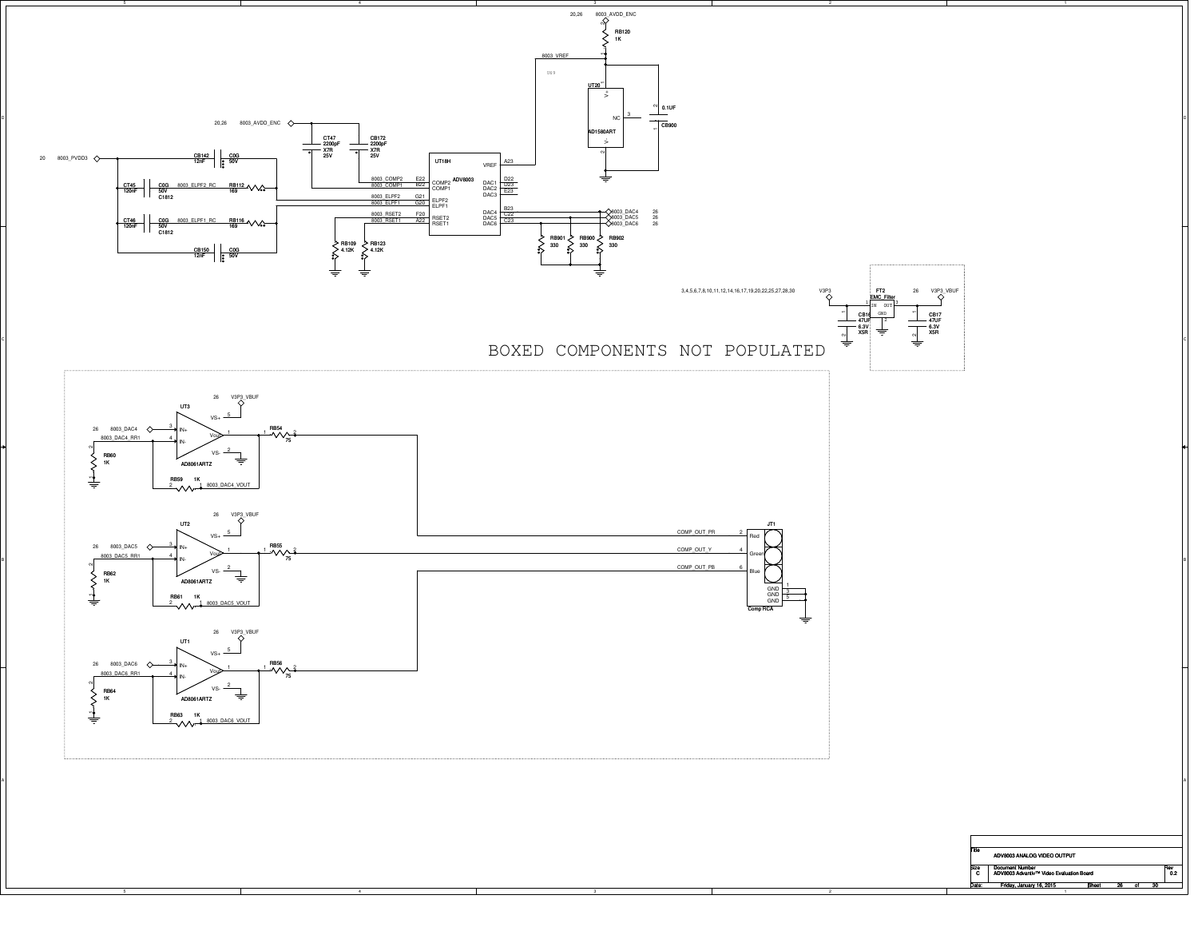BOXED COMPONENTS NOT POPULATED

| Title | ADV8003 ANALOG VIDEO OUTPUT |
|---|---|
| Size | C |
| Document Number | ADV8003 Advantiv™ Video Evaluation Board |
| Rev | 0.2 |
| Date: | Friday, January 16, 2015 |
| Sheet | 26 of 30 |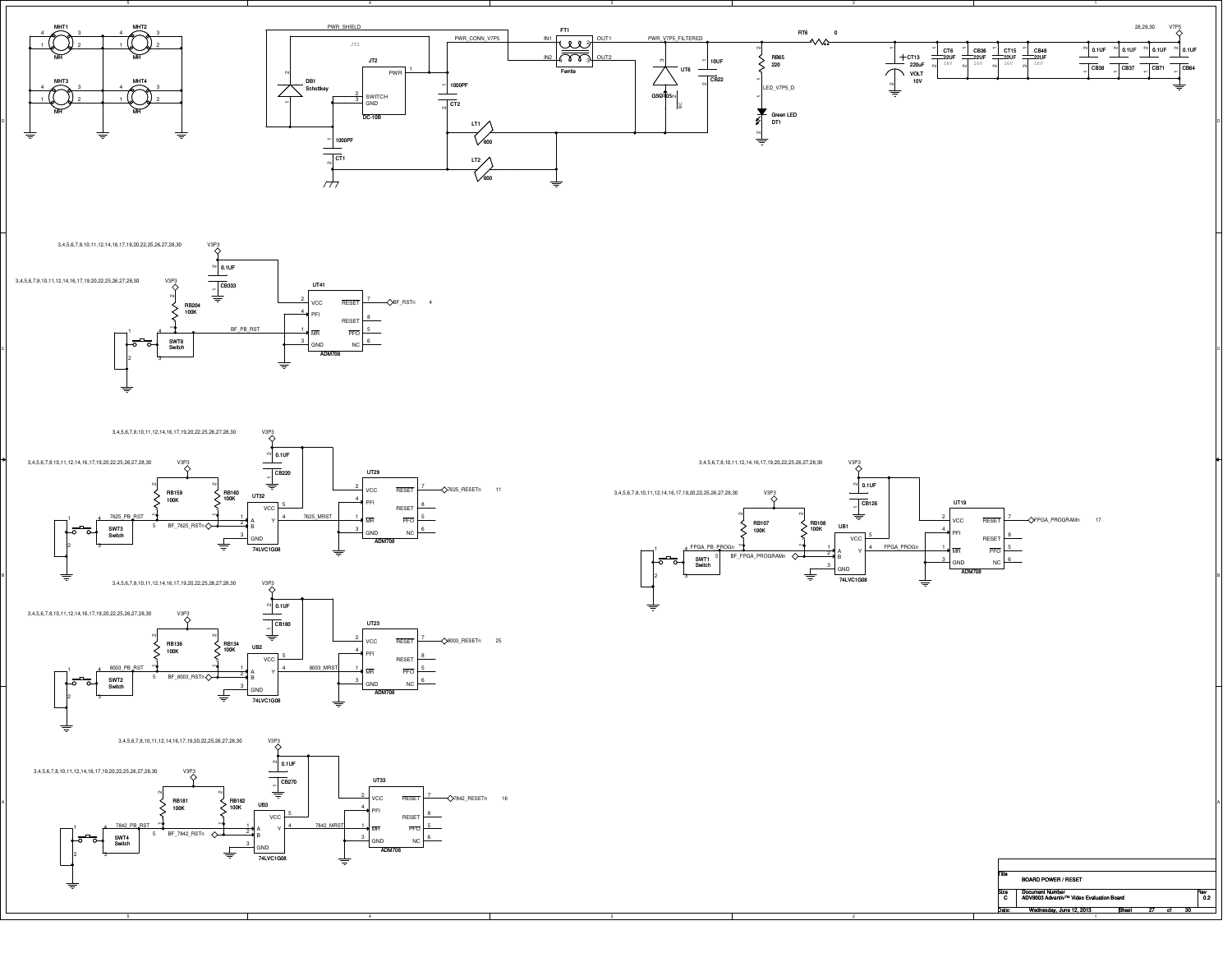| Title | BOARD POWER / RESET | |
|---|---|---|
| Size | Document Number | Rev |
| C | ADV8003 Advantiv™ Video Evaluation Board | 0.2 |
| Date: | Wednesday, June 12, 2013 | Sheet 27 of 30 |

MHT1 MH, MHT2 MH, MHT3 MH, MHT4 MH

PWR_SHIELD, JT2, DB1 Schottkey, JT2 DC-10B (PWR, SWITCH, GND), CT1 1000PF, PWR_CONN_V7P5, CT2 1000PF, FT1 Ferrite (IN1, IN2, OUT1, OUT2), LT1 600, LT2 600, PWR_V7P5_FILTERED, UT6 GSOT05/1C, CB22 10UF, RB65 220, LED_V7P5_D, DT1 Green LED, RT6 0, CT13 220uF 10V, CT6 22UF 16V, CB36 22UF 16V, CT15 22UF 16V, CB48 22UF 16V, CB38 0.1UF, CB37 0.1UF, CB71 0.1UF, CB84 0.1UF, V7P5 (28,29,30)

V3P3, CB333 0.1UF, RB204 100K, SWT8 Switch, BF_PB_RST, UT41 ADM708 (VCC, PFI, MR, GND, RESET, RESET, PFO, NC), BF_RSTn 4

V3P3, CB220 0.1UF, RB159 100K, RB160 100K, SWT3 Switch, 7625_PB_RST, BF_7625_RSTn, UT32 74LVC1G08, 7625_MRST, UT29 ADM708, 7625_RESETn 11

V3P3, CB180 0.1UF, RB136 100K, RB134 100K, SWT2 Switch, 8003_PB_RST, BF_8003_RSTn, UB2 74LVC1G08, 8003_MRST, UT23 ADM708, 8003_RESETn 25

V3P3, CB270 0.1UF, RB181 100K, RB182 100K, SWT4 Switch, 7842_PB_RST, BF_7842_RSTn, UB3 74LVC1G08, 7842_MRST, UT33 ADM708, 7842_RESETn 16

V3P3, CB126 0.1UF, RB107 100K, RB108 100K, SWT1 Switch, FPGA_PB_PROGn, BF_FPGA_PROGRAMn, UB1 74LVC1G08, FPGA_PROGn, UT19 ADM708, FPGA_PROGRAMn 17

V3P3: 3,4,5,6,7,8,10,11,12,14,16,17,19,20,22,25,26,27,28,30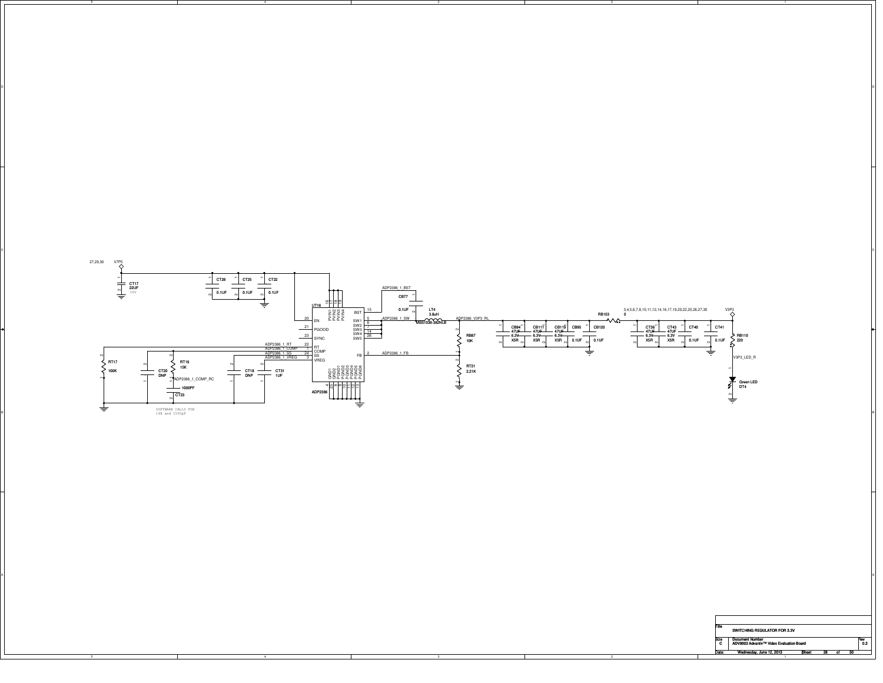27,29,30 V7P5

CT17 22UF 16V

CT28 0.1UF

CT25 0.1UF

CT22 0.1UF

UT16

| Pin | Name |
|---|---|
| 16 | PVIN1 |
| 17 | PVIN2 |
| 18 | PVIN3 |
| 19 | PVIN4 |
| 20 | EN |
| 21 | PGOOD |
| 23 | SYNC |
| 22 | RT |
| 1 | COMP |
| 24 | SS |
| 3 | VREG |
| 15 | BST |
| 5 | SW1 |
| 6 | SW2 |
| 7 | SW3 |
| 14 | SW4 |
| 25 | SW5 |
| 2 | FB |
| 4 | GND1 |
| 26 | GND2 |
| 8 | PGND1 |
| 9 | PGND2 |
| 10 | PGND3 |
| 11 | PGND4 |
| 12 | PGND5 |
| 13 | PGND6 |

ADP2386

ADP2386_1_RT

ADP2386_1_COMP

ADP2386_1_SS

ADP2386_1_VREG

ADP2386_1_BST

ADP2386_1_SW

ADP2386_1_FB

ADP2386_1_COMP_RC

ADP2386_V3P3_RL

RT17 100K

CT20 DNP

RT19 15K

CT23 1000PF

CT18 DNP

CT31 1UF

SOFTWARE CALLS FOR 14K and 1500pF

CB77 0.1UF

LT4 3.8uH MSS1038-382NLB

RB87 10K

RT21 2.21K

CB94 47UF 6.3V X5R

CB111 47UF 6.3V X5R

CB119 47UF 6.3V X5R

CB95 0.1UF

CB120 0.1UF

RB103 0

3,4,5,6,7,8,10,11,12,14,16,17,19,20,22,25,26,27,30 V3P3

CT36 47UF 6.3V X5R

CT43 47UF 6.3V X5R

CT40 0.1UF

CT41 0.1UF

RB110 220

V3P3_LED_R

Green LED DT4

| Title | SWITCHING REGULATOR FOR 3.3V | |
|---|---|---|
| Size C | Document Number ADV8003 Advantiv™ Video Evaluation Board | Rev 0.2 |
| Date: | Wednesday, June 12, 2013 | Sheet 28 of 30 |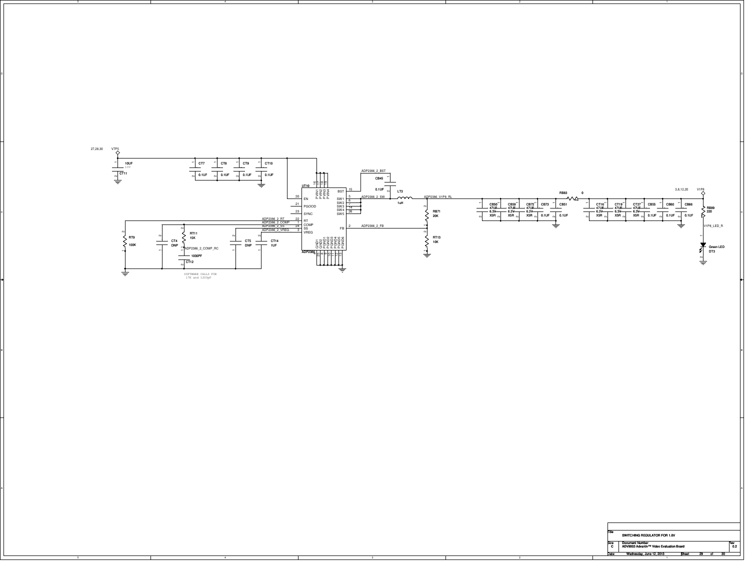27,28,30 V7P5

10UF 10V CT11

CT7 0.1UF
CT8 0.1UF
CT9 0.1UF
CT10 0.1UF

UT10 ADP2386

| Pin | Name |
|---|---|
| 20 | EN |
| 21 | PGOOD |
| 23 | SYNC |
| 22 | RT |
| 1 | COMP |
| 24 | SS |
| 3 | VREG |
| 16, 17, 18, 19 | PVIN1, PVIN2, PVIN3, PVIN4 |
| 15 | BST |
| 5, 6, 7, 14, 26 | SW1, SW2, SW3, SW4, SW5 |
| 2 | FB |
| 25, 4, 8, 9, 10, 11, 12, 13 | GND1, GND2, PGND1, PGND2, PGND3, PGND4, PGND5, PGND6 |

ADP2386_2_BST
CB45 0.1UF
ADP2386_2_SW
LT3 1uH
ADP2386_V1P8_RL
ADP2386_2_FB
RB71 20K
RT13 10K

ADP2386_2_RT
ADP2386_2_COMP
ADP2386_2_SS
ADP2386_2_VREG

RT9 100K
CT4 DNP
RT11 15K
ADP2386_2_COMP_RC
CT12 1000PF
CT5 DNP
CT14 1UF

SOFTWARE CALLS FOR 1TR and 1200pF

RB83 0

CB50 47UF 6.3V X5R
CB59 47UF 6.3V X5R
CB72 47UF 6.3V X5R
CB73 0.1UF
CB51 0.1UF

CT16 47UF 6.3V X5R
CT19 47UF 6.3V X5R
CT27 47UF 6.3V X5R
CB55 0.1UF
CB60 0.1UF
CB66 0.1UF

3,8,12,20 V1P8
RB89 220
V1P8_LED_R
Green LED DT3

| Title | SWITCHING REGULATOR FOR 1.8V | |
|---|---|---|
| Size C | Document Number ADV8003 Advantiv™ Video Evaluation Board | Rev 0.2 |
| Date: | Wednesday, June 12, 2013 | Sheet 29 of 30 |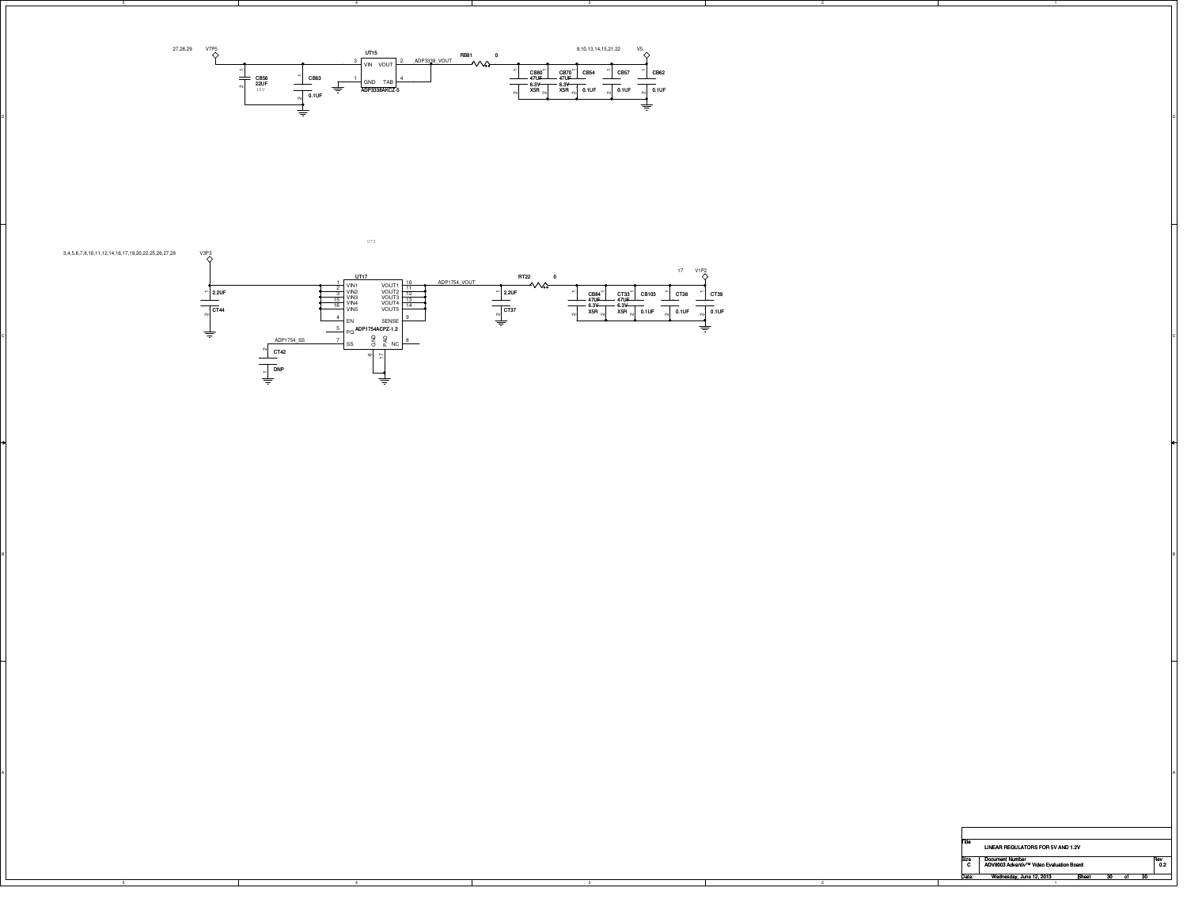27,28,29 V7P5

UT15
ADP3338AKCZ-5
3 VIN VOUT 2
1 GND TAB 4

ADP3338_VOUT

RB81 0

9,10,13,14,15,21,22 V5

CB56 22UF 16V

CB63 0.1UF

CB80 47UF 6.3V X5R

CB70 47UF 6.3V X5R

CB54 0.1UF

CB57 0.1UF

CB62 0.1UF

UT3

3,4,5,6,7,8,10,11,12,14,16,17,19,20,22,25,26,27,28 V3P3

UT17
ADP1754ACPZ-1.2
1 VIN1 VOUT1 10
2 VIN2 VOUT2 11
3 VIN3 VOUT3 12
15 VIN4 VOUT4 13
16 VIN5 VOUT5 14
4 EN SENSE 9
5 PG
7 SS NC 8
6 GND
17 PAD

ADP1754_VOUT

ADP1754_SS

RT22 0

17 V1P2

CT44 2.2UF

CT42 DNP

CT37 2.2UF

CB84 47UF 6.3V X5R

CT33 47UF 6.3V X5R

CB103 0.1UF

CT38 0.1UF

CT39 0.1UF

| | |
|---|---|
| Title | LINEAR REGULATORS FOR 5V AND 1.2V |
| Size | C |
| Document Number | ADV8003 Advantiv™ Video Evaluation Board |
| Rev | 0.2 |
| Date: | Wednesday, June 12, 2013 |
| Sheet | 30 of 30 |